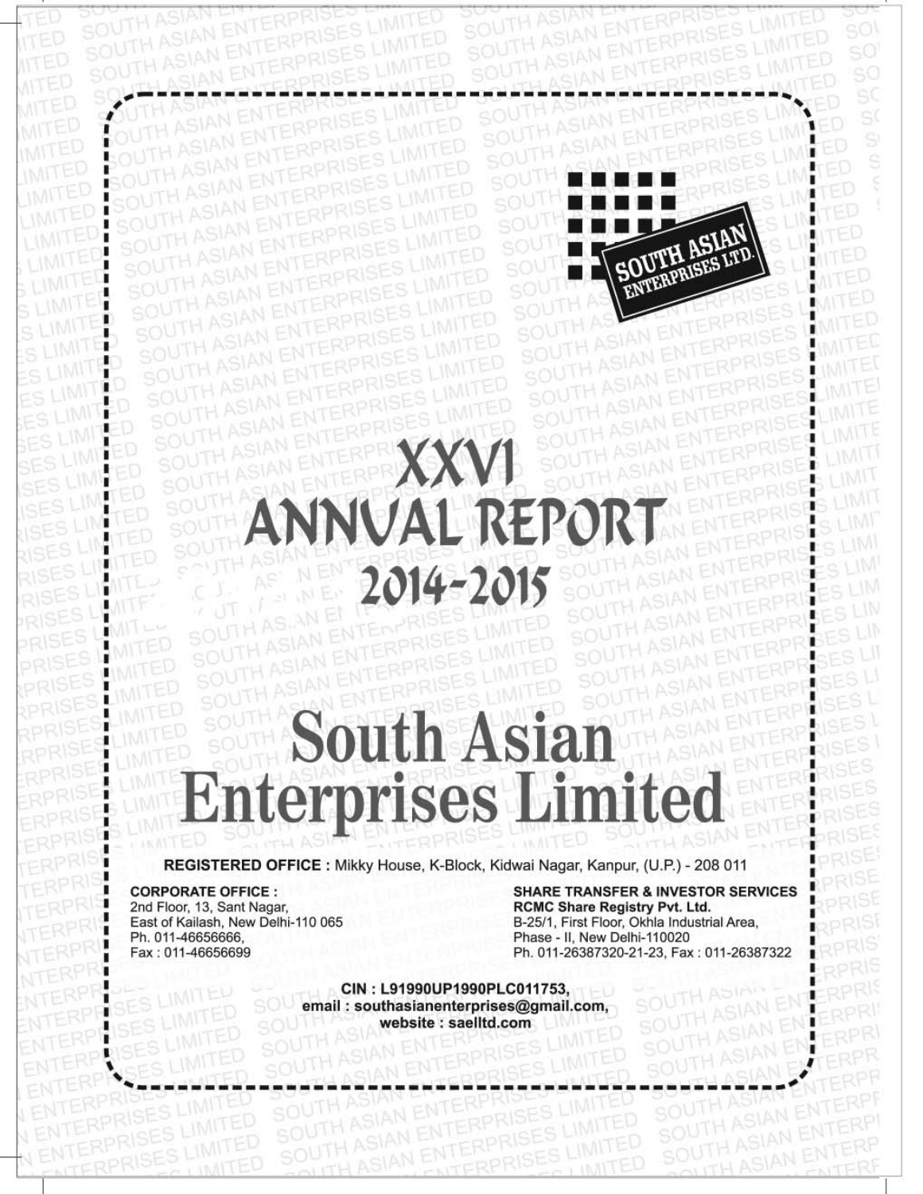# XXVI ANNUAL REPORT 2014-2015

# South Asian Enterprises Limited

**REGISTERED OFFICE :** Mikky House, K-Block, Kidwai Nagar, Kanpur, (U.P.) - 208 011

**CORPORATE OFFICE :**
2nd Floor, 13, Sant Nagar,
East of Kailash, New Delhi-110 065
Ph. 011-46656666,
Fax : 011-46656699

**SHARE TRANSFER & INVESTOR SERVICES**
**RCMC Share Registry Pvt. Ltd.**
B-25/1, First Floor, Okhla Industrial Area,
Phase - II, New Delhi-110020
Ph. 011-26387320-21-23, Fax : 011-26387322

**CIN : L91990UP1990PLC011753,**
**email : southasianenterprises@gmail.com,**
**website : saelltd.com**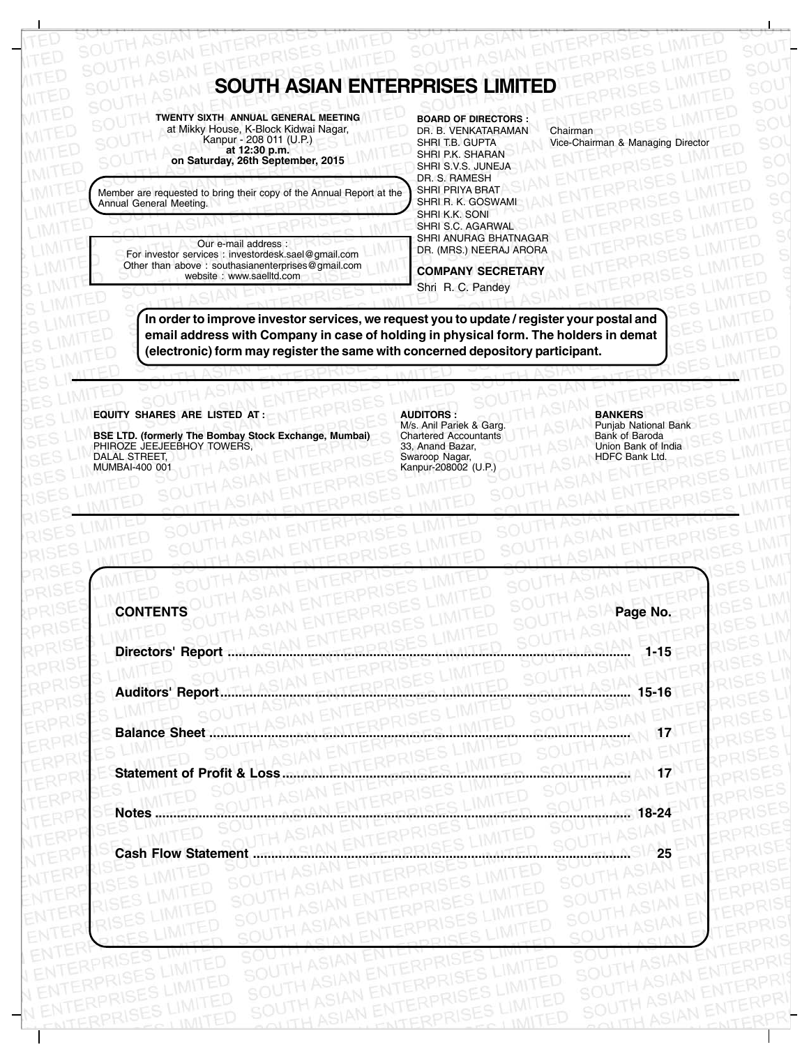# SOUTH ASIAN ENTERPRISES LIMITED

**TWENTY SIXTH ANNUAL GENERAL MEETING**
at Mikky House, K-Block Kidwai Nagar,
Kanpur - 208 011 (U.P.)
**at 12:30 p.m.**
**on Saturday, 26th September, 2015**

Member are requested to bring their copy of the Annual Report at the Annual General Meeting.

Our e-mail address :
For investor services : investordesk.sael@gmail.com
Other than above : southasianenterprises@gmail.com
website : www.saelltd.com

**BOARD OF DIRECTORS :**

| | |
|---|---|
| DR. B. VENKATARAMAN | Chairman |
| SHRI T.B. GUPTA | Vice-Chairman & Managing Director |
| SHRI P.K. SHARAN | |
| SHRI S.V.S. JUNEJA | |
| DR. S. RAMESH | |
| SHRI PRIYA BRAT | |
| SHRI R. K. GOSWAMI | |
| SHRI K.K. SONI | |
| SHRI S.C. AGARWAL | |
| SHRI ANURAG BHATNAGAR | |
| DR. (MRS.) NEERAJ ARORA | |

**COMPANY SECRETARY**
Shri R. C. Pandey

**In order to improve investor services, we request you to update / register your postal and email address with Company in case of holding in physical form. The holders in demat (electronic) form may register the same with concerned depository participant.**

**EQUITY SHARES ARE LISTED AT :**

**BSE LTD. (formerly The Bombay Stock Exchange, Mumbai)**
PHIROZE JEEJEEBHOY TOWERS,
DALAL STREET,
MUMBAI-400 001

**AUDITORS :**
M/s. Anil Pariek & Garg.
Chartered Accountants
33, Anand Bazar,
Swaroop Nagar,
Kanpur-208002 (U.P.)

**BANKERS**
Punjab National Bank
Bank of Baroda
Union Bank of India
HDFC Bank Ltd.

| **CONTENTS** | **Page No.** |
|---|---|
| **Directors' Report** | **1-15** |
| **Auditors' Report** | **15-16** |
| **Balance Sheet** | **17** |
| **Statement of Profit & Loss** | **17** |
| **Notes** | **18-24** |
| **Cash Flow Statement** | **25** |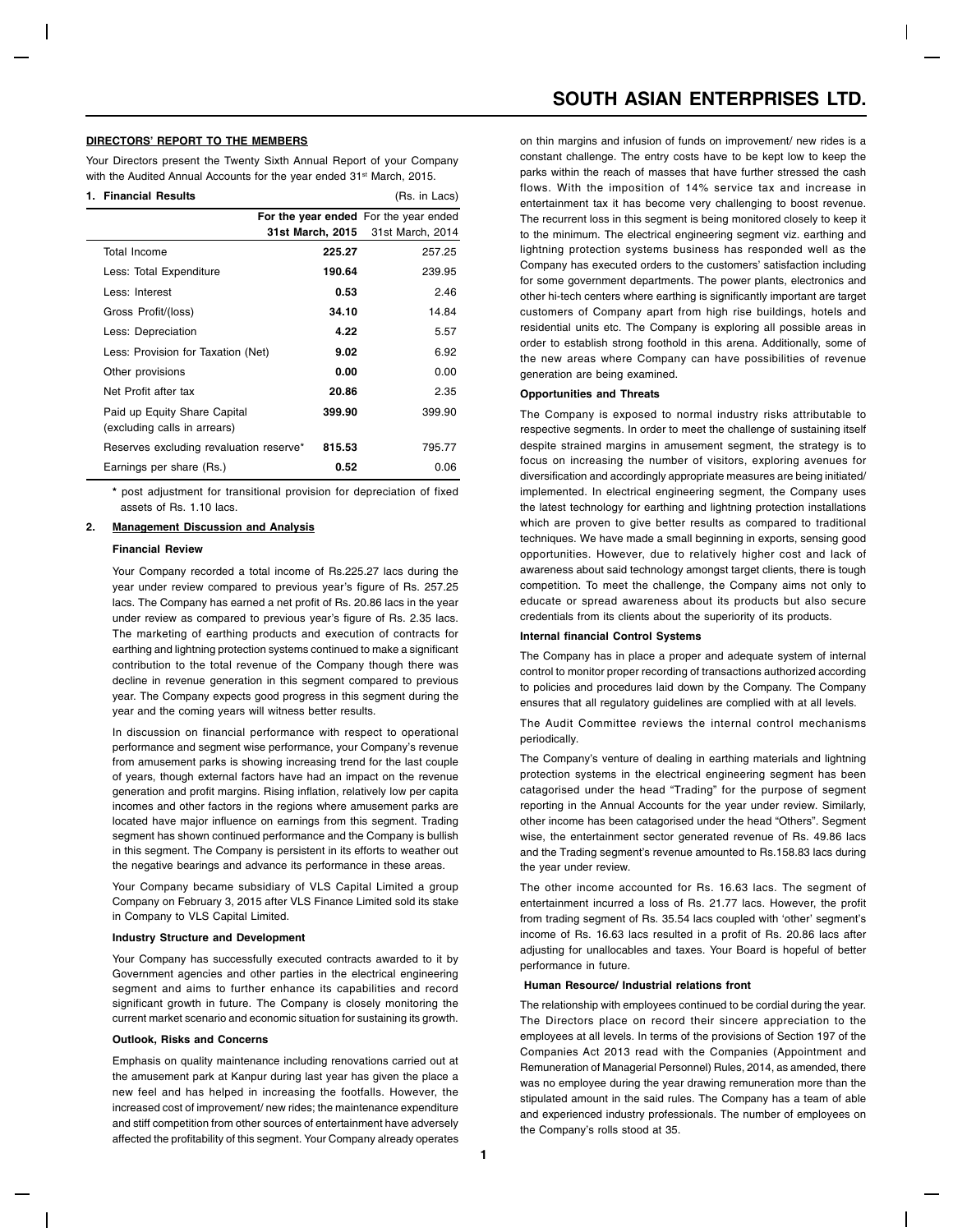## DIRECTORS' REPORT TO THE MEMBERS

Your Directors present the Twenty Sixth Annual Report of your Company with the Audited Annual Accounts for the year ended 31st March, 2015.

### 1. Financial Results

(Rs. in Lacs)

| | For the year ended 31st March, 2015 | For the year ended 31st March, 2014 |
|---|---|---|
| Total Income | **225.27** | 257.25 |
| Less: Total Expenditure | **190.64** | 239.95 |
| Less: Interest | **0.53** | 2.46 |
| Gross Profit/(loss) | **34.10** | 14.84 |
| Less: Depreciation | **4.22** | 5.57 |
| Less: Provision for Taxation (Net) | **9.02** | 6.92 |
| Other provisions | **0.00** | 0.00 |
| Net Profit after tax | **20.86** | 2.35 |
| Paid up Equity Share Capital (excluding calls in arrears) | **399.90** | 399.90 |
| Reserves excluding revaluation reserve* | **815.53** | 795.77 |
| Earnings per share (Rs.) | **0.52** | 0.06 |

\* post adjustment for transitional provision for depreciation of fixed assets of Rs. 1.10 lacs.

### 2. Management Discussion and Analysis

**Financial Review**

Your Company recorded a total income of Rs.225.27 lacs during the year under review compared to previous year's figure of Rs. 257.25 lacs. The Company has earned a net profit of Rs. 20.86 lacs in the year under review as compared to previous year's figure of Rs. 2.35 lacs. The marketing of earthing products and execution of contracts for earthing and lightning protection systems continued to make a significant contribution to the total revenue of the Company though there was decline in revenue generation in this segment compared to previous year. The Company expects good progress in this segment during the year and the coming years will witness better results.

In discussion on financial performance with respect to operational performance and segment wise performance, your Company's revenue from amusement parks is showing increasing trend for the last couple of years, though external factors have had an impact on the revenue generation and profit margins. Rising inflation, relatively low per capita incomes and other factors in the regions where amusement parks are located have major influence on earnings from this segment. Trading segment has shown continued performance and the Company is bullish in this segment. The Company is persistent in its efforts to weather out the negative bearings and advance its performance in these areas.

Your Company became subsidiary of VLS Capital Limited a group Company on February 3, 2015 after VLS Finance Limited sold its stake in Company to VLS Capital Limited.

**Industry Structure and Development**

Your Company has successfully executed contracts awarded to it by Government agencies and other parties in the electrical engineering segment and aims to further enhance its capabilities and record significant growth in future. The Company is closely monitoring the current market scenario and economic situation for sustaining its growth.

**Outlook, Risks and Concerns**

Emphasis on quality maintenance including renovations carried out at the amusement park at Kanpur during last year has given the place a new feel and has helped in increasing the footfalls. However, the increased cost of improvement/ new rides; the maintenance expenditure and stiff competition from other sources of entertainment have adversely affected the profitability of this segment. Your Company already operates on thin margins and infusion of funds on improvement/ new rides is a constant challenge. The entry costs have to be kept low to keep the parks within the reach of masses that have further stressed the cash flows. With the imposition of 14% service tax and increase in entertainment tax it has become very challenging to boost revenue. The recurrent loss in this segment is being monitored closely to keep it to the minimum. The electrical engineering segment viz. earthing and lightning protection systems business has responded well as the Company has executed orders to the customers' satisfaction including for some government departments. The power plants, electronics and other hi-tech centers where earthing is significantly important are target customers of Company apart from high rise buildings, hotels and residential units etc. The Company is exploring all possible areas in order to establish strong foothold in this arena. Additionally, some of the new areas where Company can have possibilities of revenue generation are being examined.

**Opportunities and Threats**

The Company is exposed to normal industry risks attributable to respective segments. In order to meet the challenge of sustaining itself despite strained margins in amusement segment, the strategy is to focus on increasing the number of visitors, exploring avenues for diversification and accordingly appropriate measures are being initiated/ implemented. In electrical engineering segment, the Company uses the latest technology for earthing and lightning protection installations which are proven to give better results as compared to traditional techniques. We have made a small beginning in exports, sensing good opportunities. However, due to relatively higher cost and lack of awareness about said technology amongst target clients, there is tough competition. To meet the challenge, the Company aims not only to educate or spread awareness about its products but also secure credentials from its clients about the superiority of its products.

**Internal financial Control Systems**

The Company has in place a proper and adequate system of internal control to monitor proper recording of transactions authorized according to policies and procedures laid down by the Company. The Company ensures that all regulatory guidelines are complied with at all levels.

The Audit Committee reviews the internal control mechanisms periodically.

The Company's venture of dealing in earthing materials and lightning protection systems in the electrical engineering segment has been catagorised under the head "Trading" for the purpose of segment reporting in the Annual Accounts for the year under review. Similarly, other income has been catagorised under the head "Others". Segment wise, the entertainment sector generated revenue of Rs. 49.86 lacs and the Trading segment's revenue amounted to Rs.158.83 lacs during the year under review.

The other income accounted for Rs. 16.63 lacs. The segment of entertainment incurred a loss of Rs. 21.77 lacs. However, the profit from trading segment of Rs. 35.54 lacs coupled with 'other' segment's income of Rs. 16.63 lacs resulted in a profit of Rs. 20.86 lacs after adjusting for unallocables and taxes. Your Board is hopeful of better performance in future.

**Human Resource/ Industrial relations front**

The relationship with employees continued to be cordial during the year. The Directors place on record their sincere appreciation to the employees at all levels. In terms of the provisions of Section 197 of the Companies Act 2013 read with the Companies (Appointment and Remuneration of Managerial Personnel) Rules, 2014, as amended, there was no employee during the year drawing remuneration more than the stipulated amount in the said rules. The Company has a team of able and experienced industry professionals. The number of employees on the Company's rolls stood at 35.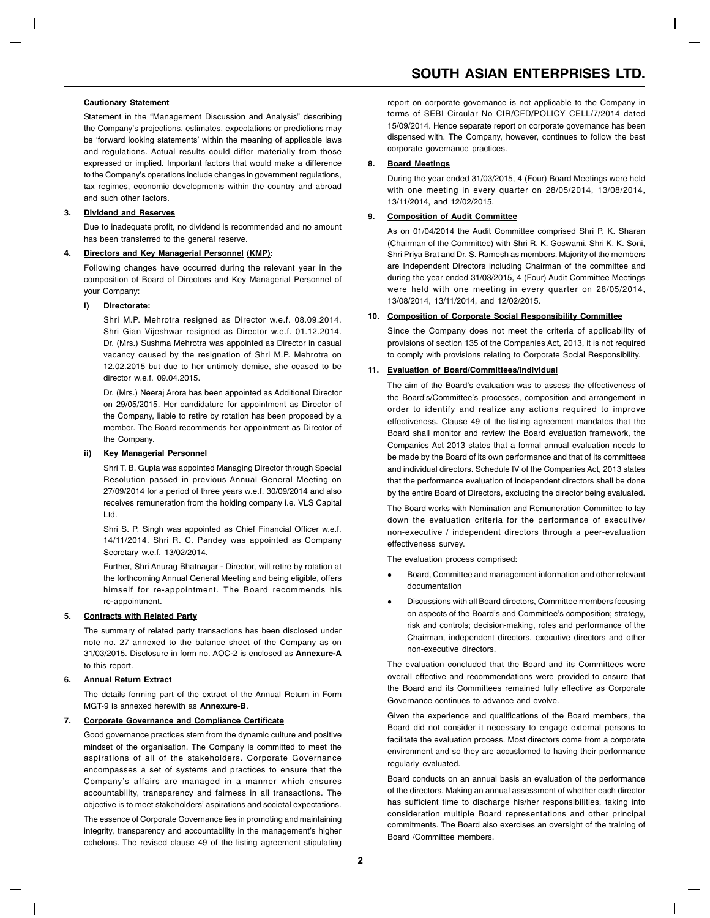**Cautionary Statement**

Statement in the "Management Discussion and Analysis" describing the Company's projections, estimates, expectations or predictions may be 'forward looking statements' within the meaning of applicable laws and regulations. Actual results could differ materially from those expressed or implied. Important factors that would make a difference to the Company's operations include changes in government regulations, tax regimes, economic developments within the country and abroad and such other factors.

## 3. Dividend and Reserves

Due to inadequate profit, no dividend is recommended and no amount has been transferred to the general reserve.

## 4. Directors and Key Managerial Personnel (KMP):

Following changes have occurred during the relevant year in the composition of Board of Directors and Key Managerial Personnel of your Company:

### i) Directorate:

Shri M.P. Mehrotra resigned as Director w.e.f. 08.09.2014. Shri Gian Vijeshwar resigned as Director w.e.f. 01.12.2014. Dr. (Mrs.) Sushma Mehrotra was appointed as Director in casual vacancy caused by the resignation of Shri M.P. Mehrotra on 12.02.2015 but due to her untimely demise, she ceased to be director w.e.f. 09.04.2015.

Dr. (Mrs.) Neeraj Arora has been appointed as Additional Director on 29/05/2015. Her candidature for appointment as Director of the Company, liable to retire by rotation has been proposed by a member. The Board recommends her appointment as Director of the Company.

### ii) Key Managerial Personnel

Shri T. B. Gupta was appointed Managing Director through Special Resolution passed in previous Annual General Meeting on 27/09/2014 for a period of three years w.e.f. 30/09/2014 and also receives remuneration from the holding company i.e. VLS Capital Ltd.

Shri S. P. Singh was appointed as Chief Financial Officer w.e.f. 14/11/2014. Shri R. C. Pandey was appointed as Company Secretary w.e.f. 13/02/2014.

Further, Shri Anurag Bhatnagar - Director, will retire by rotation at the forthcoming Annual General Meeting and being eligible, offers himself for re-appointment. The Board recommends his re-appointment.

## 5. Contracts with Related Party

The summary of related party transactions has been disclosed under note no. 27 annexed to the balance sheet of the Company as on 31/03/2015. Disclosure in form no. AOC-2 is enclosed as **Annexure-A** to this report.

## 6. Annual Return Extract

The details forming part of the extract of the Annual Return in Form MGT-9 is annexed herewith as **Annexure-B**.

## 7. Corporate Governance and Compliance Certificate

Good governance practices stem from the dynamic culture and positive mindset of the organisation. The Company is committed to meet the aspirations of all of the stakeholders. Corporate Governance encompasses a set of systems and practices to ensure that the Company's affairs are managed in a manner which ensures accountability, transparency and fairness in all transactions. The objective is to meet stakeholders' aspirations and societal expectations.

The essence of Corporate Governance lies in promoting and maintaining integrity, transparency and accountability in the management's higher echelons. The revised clause 49 of the listing agreement stipulating report on corporate governance is not applicable to the Company in terms of SEBI Circular No CIR/CFD/POLICY CELL/7/2014 dated 15/09/2014. Hence separate report on corporate governance has been dispensed with. The Company, however, continues to follow the best corporate governance practices.

## 8. Board Meetings

During the year ended 31/03/2015, 4 (Four) Board Meetings were held with one meeting in every quarter on 28/05/2014, 13/08/2014, 13/11/2014, and 12/02/2015.

## 9. Composition of Audit Committee

As on 01/04/2014 the Audit Committee comprised Shri P. K. Sharan (Chairman of the Committee) with Shri R. K. Goswami, Shri K. K. Soni, Shri Priya Brat and Dr. S. Ramesh as members. Majority of the members are Independent Directors including Chairman of the committee and during the year ended 31/03/2015, 4 (Four) Audit Committee Meetings were held with one meeting in every quarter on 28/05/2014, 13/08/2014, 13/11/2014, and 12/02/2015.

## 10. Composition of Corporate Social Responsibility Committee

Since the Company does not meet the criteria of applicability of provisions of section 135 of the Companies Act, 2013, it is not required to comply with provisions relating to Corporate Social Responsibility.

## 11. Evaluation of Board/Committees/Individual

The aim of the Board's evaluation was to assess the effectiveness of the Board's/Committee's processes, composition and arrangement in order to identify and realize any actions required to improve effectiveness. Clause 49 of the listing agreement mandates that the Board shall monitor and review the Board evaluation framework, the Companies Act 2013 states that a formal annual evaluation needs to be made by the Board of its own performance and that of its committees and individual directors. Schedule IV of the Companies Act, 2013 states that the performance evaluation of independent directors shall be done by the entire Board of Directors, excluding the director being evaluated.

The Board works with Nomination and Remuneration Committee to lay down the evaluation criteria for the performance of executive/ non-executive / independent directors through a peer-evaluation effectiveness survey.

The evaluation process comprised:

- Board, Committee and management information and other relevant documentation
- Discussions with all Board directors, Committee members focusing on aspects of the Board's and Committee's composition; strategy, risk and controls; decision-making, roles and performance of the Chairman, independent directors, executive directors and other non-executive directors.

The evaluation concluded that the Board and its Committees were overall effective and recommendations were provided to ensure that the Board and its Committees remained fully effective as Corporate Governance continues to advance and evolve.

Given the experience and qualifications of the Board members, the Board did not consider it necessary to engage external persons to facilitate the evaluation process. Most directors come from a corporate environment and so they are accustomed to having their performance regularly evaluated.

Board conducts on an annual basis an evaluation of the performance of the directors. Making an annual assessment of whether each director has sufficient time to discharge his/her responsibilities, taking into consideration multiple Board representations and other principal commitments. The Board also exercises an oversight of the training of Board /Committee members.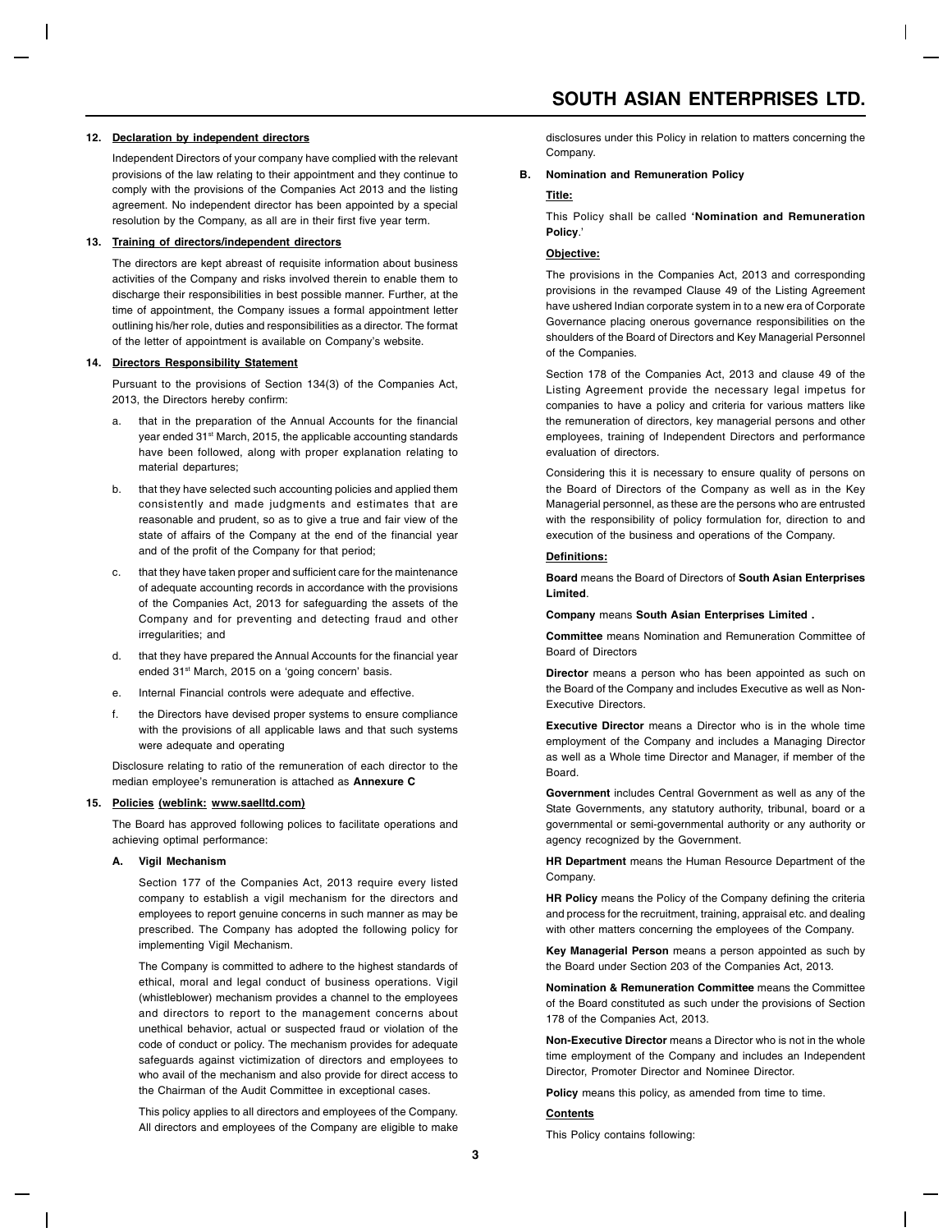**12. Declaration by independent directors**

Independent Directors of your company have complied with the relevant provisions of the law relating to their appointment and they continue to comply with the provisions of the Companies Act 2013 and the listing agreement. No independent director has been appointed by a special resolution by the Company, as all are in their first five year term.

**13. Training of directors/independent directors**

The directors are kept abreast of requisite information about business activities of the Company and risks involved therein to enable them to discharge their responsibilities in best possible manner. Further, at the time of appointment, the Company issues a formal appointment letter outlining his/her role, duties and responsibilities as a director. The format of the letter of appointment is available on Company's website.

**14. Directors Responsibility Statement**

Pursuant to the provisions of Section 134(3) of the Companies Act, 2013, the Directors hereby confirm:

a. that in the preparation of the Annual Accounts for the financial year ended 31st March, 2015, the applicable accounting standards have been followed, along with proper explanation relating to material departures;

b. that they have selected such accounting policies and applied them consistently and made judgments and estimates that are reasonable and prudent, so as to give a true and fair view of the state of affairs of the Company at the end of the financial year and of the profit of the Company for that period;

c. that they have taken proper and sufficient care for the maintenance of adequate accounting records in accordance with the provisions of the Companies Act, 2013 for safeguarding the assets of the Company and for preventing and detecting fraud and other irregularities; and

d. that they have prepared the Annual Accounts for the financial year ended 31st March, 2015 on a 'going concern' basis.

e. Internal Financial controls were adequate and effective.

f. the Directors have devised proper systems to ensure compliance with the provisions of all applicable laws and that such systems were adequate and operating

Disclosure relating to ratio of the remuneration of each director to the median employee's remuneration is attached as **Annexure C**

**15. Policies (weblink: www.saelltd.com)**

The Board has approved following polices to facilitate operations and achieving optimal performance:

**A. Vigil Mechanism**

Section 177 of the Companies Act, 2013 require every listed company to establish a vigil mechanism for the directors and employees to report genuine concerns in such manner as may be prescribed. The Company has adopted the following policy for implementing Vigil Mechanism.

The Company is committed to adhere to the highest standards of ethical, moral and legal conduct of business operations. Vigil (whistleblower) mechanism provides a channel to the employees and directors to report to the management concerns about unethical behavior, actual or suspected fraud or violation of the code of conduct or policy. The mechanism provides for adequate safeguards against victimization of directors and employees to who avail of the mechanism and also provide for direct access to the Chairman of the Audit Committee in exceptional cases.

This policy applies to all directors and employees of the Company. All directors and employees of the Company are eligible to make disclosures under this Policy in relation to matters concerning the Company.

**B. Nomination and Remuneration Policy**

**Title:**

This Policy shall be called **'Nomination and Remuneration Policy**.'

**Objective:**

The provisions in the Companies Act, 2013 and corresponding provisions in the revamped Clause 49 of the Listing Agreement have ushered Indian corporate system in to a new era of Corporate Governance placing onerous governance responsibilities on the shoulders of the Board of Directors and Key Managerial Personnel of the Companies.

Section 178 of the Companies Act, 2013 and clause 49 of the Listing Agreement provide the necessary legal impetus for companies to have a policy and criteria for various matters like the remuneration of directors, key managerial persons and other employees, training of Independent Directors and performance evaluation of directors.

Considering this it is necessary to ensure quality of persons on the Board of Directors of the Company as well as in the Key Managerial personnel, as these are the persons who are entrusted with the responsibility of policy formulation for, direction to and execution of the business and operations of the Company.

**Definitions:**

**Board** means the Board of Directors of **South Asian Enterprises Limited**.

**Company** means **South Asian Enterprises Limited .**

**Committee** means Nomination and Remuneration Committee of Board of Directors

**Director** means a person who has been appointed as such on the Board of the Company and includes Executive as well as Non-Executive Directors.

**Executive Director** means a Director who is in the whole time employment of the Company and includes a Managing Director as well as a Whole time Director and Manager, if member of the Board.

**Government** includes Central Government as well as any of the State Governments, any statutory authority, tribunal, board or a governmental or semi-governmental authority or any authority or agency recognized by the Government.

**HR Department** means the Human Resource Department of the Company.

**HR Policy** means the Policy of the Company defining the criteria and process for the recruitment, training, appraisal etc. and dealing with other matters concerning the employees of the Company.

**Key Managerial Person** means a person appointed as such by the Board under Section 203 of the Companies Act, 2013.

**Nomination & Remuneration Committee** means the Committee of the Board constituted as such under the provisions of Section 178 of the Companies Act, 2013.

**Non-Executive Director** means a Director who is not in the whole time employment of the Company and includes an Independent Director, Promoter Director and Nominee Director.

**Policy** means this policy, as amended from time to time.

**Contents**

This Policy contains following: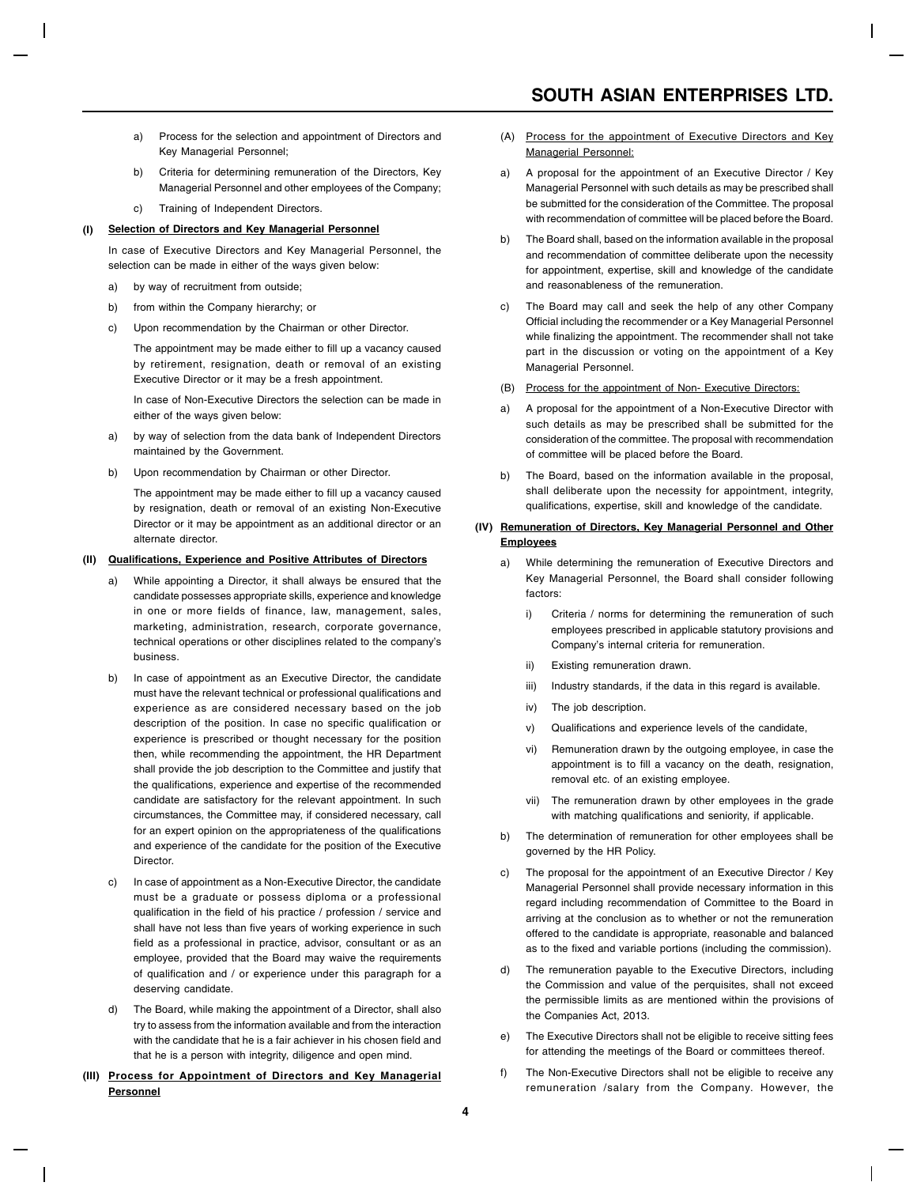a) Process for the selection and appointment of Directors and Key Managerial Personnel;

b) Criteria for determining remuneration of the Directors, Key Managerial Personnel and other employees of the Company;

c) Training of Independent Directors.

### (I) Selection of Directors and Key Managerial Personnel

In case of Executive Directors and Key Managerial Personnel, the selection can be made in either of the ways given below:

a) by way of recruitment from outside;

b) from within the Company hierarchy; or

c) Upon recommendation by the Chairman or other Director.

The appointment may be made either to fill up a vacancy caused by retirement, resignation, death or removal of an existing Executive Director or it may be a fresh appointment.

In case of Non-Executive Directors the selection can be made in either of the ways given below:

a) by way of selection from the data bank of Independent Directors maintained by the Government.

b) Upon recommendation by Chairman or other Director.

The appointment may be made either to fill up a vacancy caused by resignation, death or removal of an existing Non-Executive Director or it may be appointment as an additional director or an alternate director.

### (II) Qualifications, Experience and Positive Attributes of Directors

a) While appointing a Director, it shall always be ensured that the candidate possesses appropriate skills, experience and knowledge in one or more fields of finance, law, management, sales, marketing, administration, research, corporate governance, technical operations or other disciplines related to the company's business.

b) In case of appointment as an Executive Director, the candidate must have the relevant technical or professional qualifications and experience as are considered necessary based on the job description of the position. In case no specific qualification or experience is prescribed or thought necessary for the position then, while recommending the appointment, the HR Department shall provide the job description to the Committee and justify that the qualifications, experience and expertise of the recommended candidate are satisfactory for the relevant appointment. In such circumstances, the Committee may, if considered necessary, call for an expert opinion on the appropriateness of the qualifications and experience of the candidate for the position of the Executive Director.

c) In case of appointment as a Non-Executive Director, the candidate must be a graduate or possess diploma or a professional qualification in the field of his practice / profession / service and shall have not less than five years of working experience in such field as a professional in practice, advisor, consultant or as an employee, provided that the Board may waive the requirements of qualification and / or experience under this paragraph for a deserving candidate.

d) The Board, while making the appointment of a Director, shall also try to assess from the information available and from the interaction with the candidate that he is a fair achiever in his chosen field and that he is a person with integrity, diligence and open mind.

### (III) Process for Appointment of Directors and Key Managerial Personnel

(A) Process for the appointment of Executive Directors and Key Managerial Personnel:

a) A proposal for the appointment of an Executive Director / Key Managerial Personnel with such details as may be prescribed shall be submitted for the consideration of the Committee. The proposal with recommendation of committee will be placed before the Board.

b) The Board shall, based on the information available in the proposal and recommendation of committee deliberate upon the necessity for appointment, expertise, skill and knowledge of the candidate and reasonableness of the remuneration.

c) The Board may call and seek the help of any other Company Official including the recommender or a Key Managerial Personnel while finalizing the appointment. The recommender shall not take part in the discussion or voting on the appointment of a Key Managerial Personnel.

(B) Process for the appointment of Non- Executive Directors:

a) A proposal for the appointment of a Non-Executive Director with such details as may be prescribed shall be submitted for the consideration of the committee. The proposal with recommendation of committee will be placed before the Board.

b) The Board, based on the information available in the proposal, shall deliberate upon the necessity for appointment, integrity, qualifications, expertise, skill and knowledge of the candidate.

### (IV) Remuneration of Directors, Key Managerial Personnel and Other Employees

a) While determining the remuneration of Executive Directors and Key Managerial Personnel, the Board shall consider following factors:

   i) Criteria / norms for determining the remuneration of such employees prescribed in applicable statutory provisions and Company's internal criteria for remuneration.

   ii) Existing remuneration drawn.

   iii) Industry standards, if the data in this regard is available.

   iv) The job description.

   v) Qualifications and experience levels of the candidate,

   vi) Remuneration drawn by the outgoing employee, in case the appointment is to fill a vacancy on the death, resignation, removal etc. of an existing employee.

   vii) The remuneration drawn by other employees in the grade with matching qualifications and seniority, if applicable.

b) The determination of remuneration for other employees shall be governed by the HR Policy.

c) The proposal for the appointment of an Executive Director / Key Managerial Personnel shall provide necessary information in this regard including recommendation of Committee to the Board in arriving at the conclusion as to whether or not the remuneration offered to the candidate is appropriate, reasonable and balanced as to the fixed and variable portions (including the commission).

d) The remuneration payable to the Executive Directors, including the Commission and value of the perquisites, shall not exceed the permissible limits as are mentioned within the provisions of the Companies Act, 2013.

e) The Executive Directors shall not be eligible to receive sitting fees for attending the meetings of the Board or committees thereof.

f) The Non-Executive Directors shall not be eligible to receive any remuneration /salary from the Company. However, the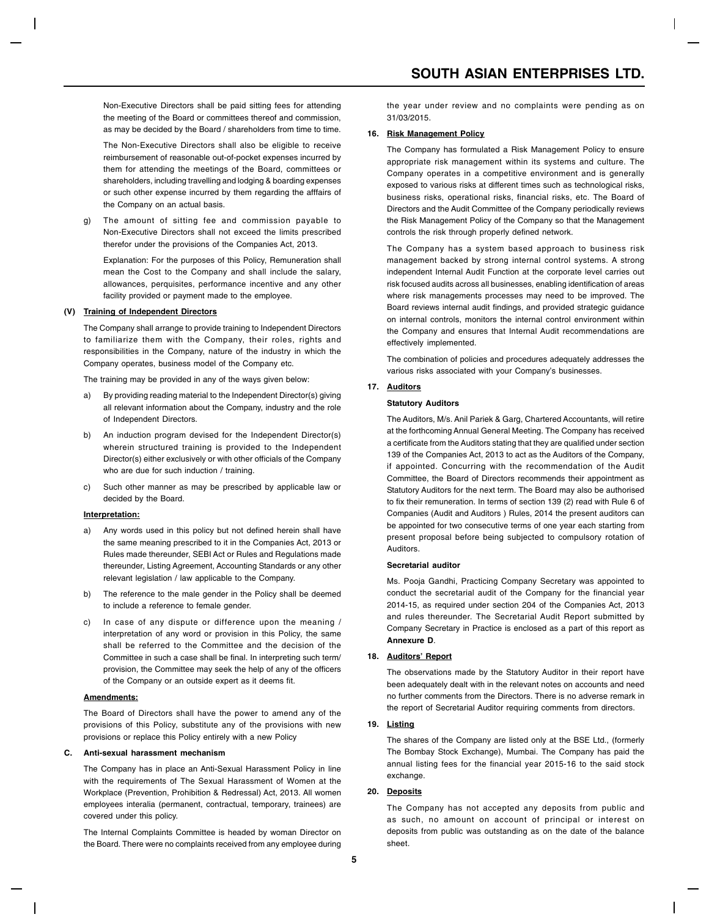Non-Executive Directors shall be paid sitting fees for attending the meeting of the Board or committees thereof and commission, as may be decided by the Board / shareholders from time to time.

The Non-Executive Directors shall also be eligible to receive reimbursement of reasonable out-of-pocket expenses incurred by them for attending the meetings of the Board, committees or shareholders, including travelling and lodging & boarding expenses or such other expense incurred by them regarding the afffairs of the Company on an actual basis.

g) The amount of sitting fee and commission payable to Non-Executive Directors shall not exceed the limits prescribed therefor under the provisions of the Companies Act, 2013.

Explanation: For the purposes of this Policy, Remuneration shall mean the Cost to the Company and shall include the salary, allowances, perquisites, performance incentive and any other facility provided or payment made to the employee.

**(V) Training of Independent Directors**

The Company shall arrange to provide training to Independent Directors to familiarize them with the Company, their roles, rights and responsibilities in the Company, nature of the industry in which the Company operates, business model of the Company etc.

The training may be provided in any of the ways given below:

a) By providing reading material to the Independent Director(s) giving all relevant information about the Company, industry and the role of Independent Directors.

b) An induction program devised for the Independent Director(s) wherein structured training is provided to the Independent Director(s) either exclusively or with other officials of the Company who are due for such induction / training.

c) Such other manner as may be prescribed by applicable law or decided by the Board.

**Interpretation:**

a) Any words used in this policy but not defined herein shall have the same meaning prescribed to it in the Companies Act, 2013 or Rules made thereunder, SEBI Act or Rules and Regulations made thereunder, Listing Agreement, Accounting Standards or any other relevant legislation / law applicable to the Company.

b) The reference to the male gender in the Policy shall be deemed to include a reference to female gender.

c) In case of any dispute or difference upon the meaning / interpretation of any word or provision in this Policy, the same shall be referred to the Committee and the decision of the Committee in such a case shall be final. In interpreting such term/ provision, the Committee may seek the help of any of the officers of the Company or an outside expert as it deems fit.

**Amendments:**

The Board of Directors shall have the power to amend any of the provisions of this Policy, substitute any of the provisions with new provisions or replace this Policy entirely with a new Policy

**C. Anti-sexual harassment mechanism**

The Company has in place an Anti-Sexual Harassment Policy in line with the requirements of The Sexual Harassment of Women at the Workplace (Prevention, Prohibition & Redressal) Act, 2013. All women employees interalia (permanent, contractual, temporary, trainees) are covered under this policy.

The Internal Complaints Committee is headed by woman Director on the Board. There were no complaints received from any employee during the year under review and no complaints were pending as on 31/03/2015.

**16. Risk Management Policy**

The Company has formulated a Risk Management Policy to ensure appropriate risk management within its systems and culture. The Company operates in a competitive environment and is generally exposed to various risks at different times such as technological risks, business risks, operational risks, financial risks, etc. The Board of Directors and the Audit Committee of the Company periodically reviews the Risk Management Policy of the Company so that the Management controls the risk through properly defined network.

The Company has a system based approach to business risk management backed by strong internal control systems. A strong independent Internal Audit Function at the corporate level carries out risk focused audits across all businesses, enabling identification of areas where risk managements processes may need to be improved. The Board reviews internal audit findings, and provided strategic guidance on internal controls, monitors the internal control environment within the Company and ensures that Internal Audit recommendations are effectively implemented.

The combination of policies and procedures adequately addresses the various risks associated with your Company's businesses.

**17. Auditors**

**Statutory Auditors**

The Auditors, M/s. Anil Pariek & Garg, Chartered Accountants, will retire at the forthcoming Annual General Meeting. The Company has received a certificate from the Auditors stating that they are qualified under section 139 of the Companies Act, 2013 to act as the Auditors of the Company, if appointed. Concurring with the recommendation of the Audit Committee, the Board of Directors recommends their appointment as Statutory Auditors for the next term. The Board may also be authorised to fix their remuneration. In terms of section 139 (2) read with Rule 6 of Companies (Audit and Auditors ) Rules, 2014 the present auditors can be appointed for two consecutive terms of one year each starting from present proposal before being subjected to compulsory rotation of Auditors.

**Secretarial auditor**

Ms. Pooja Gandhi, Practicing Company Secretary was appointed to conduct the secretarial audit of the Company for the financial year 2014-15, as required under section 204 of the Companies Act, 2013 and rules thereunder. The Secretarial Audit Report submitted by Company Secretary in Practice is enclosed as a part of this report as **Annexure D**.

**18. Auditors' Report**

The observations made by the Statutory Auditor in their report have been adequately dealt with in the relevant notes on accounts and need no further comments from the Directors. There is no adverse remark in the report of Secretarial Auditor requiring comments from directors.

**19. Listing**

The shares of the Company are listed only at the BSE Ltd., (formerly The Bombay Stock Exchange), Mumbai. The Company has paid the annual listing fees for the financial year 2015-16 to the said stock exchange.

**20. Deposits**

The Company has not accepted any deposits from public and as such, no amount on account of principal or interest on deposits from public was outstanding as on the date of the balance sheet.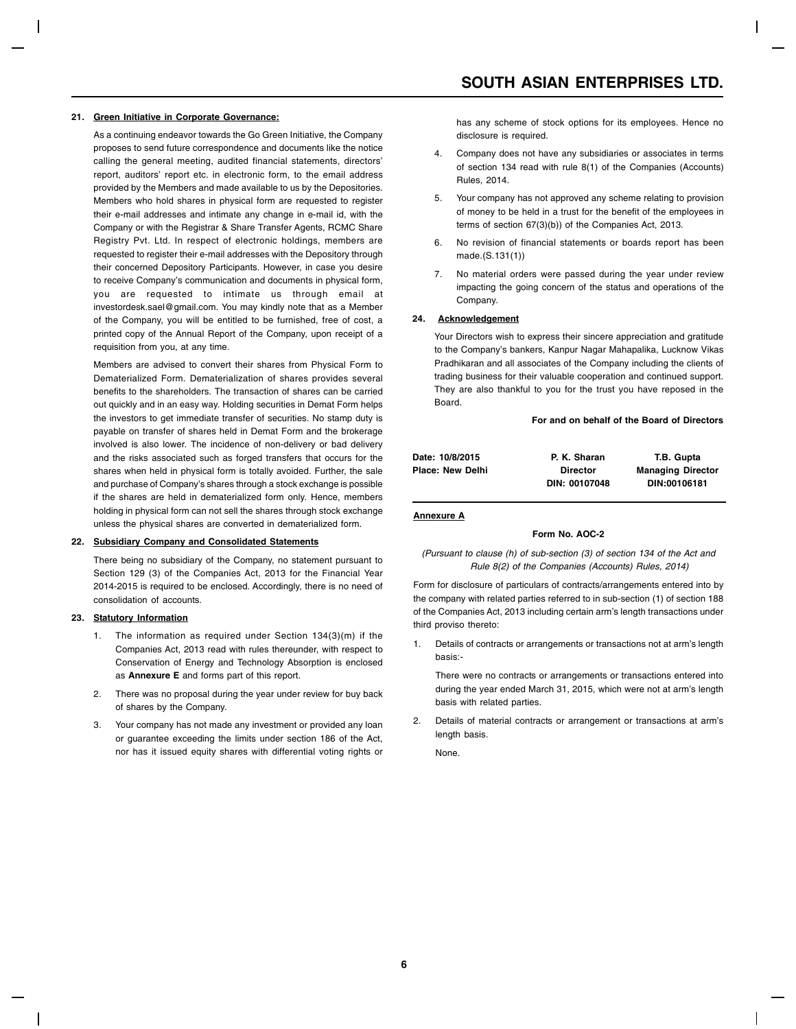**21. Green Initiative in Corporate Governance:**

As a continuing endeavor towards the Go Green Initiative, the Company proposes to send future correspondence and documents like the notice calling the general meeting, audited financial statements, directors' report, auditors' report etc. in electronic form, to the email address provided by the Members and made available to us by the Depositories. Members who hold shares in physical form are requested to register their e-mail addresses and intimate any change in e-mail id, with the Company or with the Registrar & Share Transfer Agents, RCMC Share Registry Pvt. Ltd. In respect of electronic holdings, members are requested to register their e-mail addresses with the Depository through their concerned Depository Participants. However, in case you desire to receive Company's communication and documents in physical form, you are requested to intimate us through email at investordesk.sael@gmail.com. You may kindly note that as a Member of the Company, you will be entitled to be furnished, free of cost, a printed copy of the Annual Report of the Company, upon receipt of a requisition from you, at any time.

Members are advised to convert their shares from Physical Form to Dematerialized Form. Dematerialization of shares provides several benefits to the shareholders. The transaction of shares can be carried out quickly and in an easy way. Holding securities in Demat Form helps the investors to get immediate transfer of securities. No stamp duty is payable on transfer of shares held in Demat Form and the brokerage involved is also lower. The incidence of non-delivery or bad delivery and the risks associated such as forged transfers that occurs for the shares when held in physical form is totally avoided. Further, the sale and purchase of Company's shares through a stock exchange is possible if the shares are held in dematerialized form only. Hence, members holding in physical form can not sell the shares through stock exchange unless the physical shares are converted in dematerialized form.

**22. Subsidiary Company and Consolidated Statements**

There being no subsidiary of the Company, no statement pursuant to Section 129 (3) of the Companies Act, 2013 for the Financial Year 2014-2015 is required to be enclosed. Accordingly, there is no need of consolidation of accounts.

**23. Statutory Information**

1. The information as required under Section 134(3)(m) if the Companies Act, 2013 read with rules thereunder, with respect to Conservation of Energy and Technology Absorption is enclosed as **Annexure E** and forms part of this report.
2. There was no proposal during the year under review for buy back of shares by the Company.
3. Your company has not made any investment or provided any loan or guarantee exceeding the limits under section 186 of the Act, nor has it issued equity shares with differential voting rights or has any scheme of stock options for its employees. Hence no disclosure is required.
4. Company does not have any subsidiaries or associates in terms of section 134 read with rule 8(1) of the Companies (Accounts) Rules, 2014.
5. Your company has not approved any scheme relating to provision of money to be held in a trust for the benefit of the employees in terms of section 67(3)(b)) of the Companies Act, 2013.
6. No revision of financial statements or boards report has been made.(S.131(1))
7. No material orders were passed during the year under review impacting the going concern of the status and operations of the Company.

**24. Acknowledgement**

Your Directors wish to express their sincere appreciation and gratitude to the Company's bankers, Kanpur Nagar Mahapalika, Lucknow Vikas Pradhikaran and all associates of the Company including the clients of trading business for their valuable cooperation and continued support. They are also thankful to you for the trust you have reposed in the Board.

**For and on behalf of the Board of Directors**

| | | |
|---|---|---|
| **Date: 10/8/2015** | **P. K. Sharan** | **T.B. Gupta** |
| **Place: New Delhi** | **Director** | **Managing Director** |
| | **DIN: 00107048** | **DIN:00106181** |

**Annexure A**

**Form No. AOC-2**

*(Pursuant to clause (h) of sub-section (3) of section 134 of the Act and Rule 8(2) of the Companies (Accounts) Rules, 2014)*

Form for disclosure of particulars of contracts/arrangements entered into by the company with related parties referred to in sub-section (1) of section 188 of the Companies Act, 2013 including certain arm's length transactions under third proviso thereto:

1. Details of contracts or arrangements or transactions not at arm's length basis:-

   There were no contracts or arrangements or transactions entered into during the year ended March 31, 2015, which were not at arm's length basis with related parties.

2. Details of material contracts or arrangement or transactions at arm's length basis.

   None.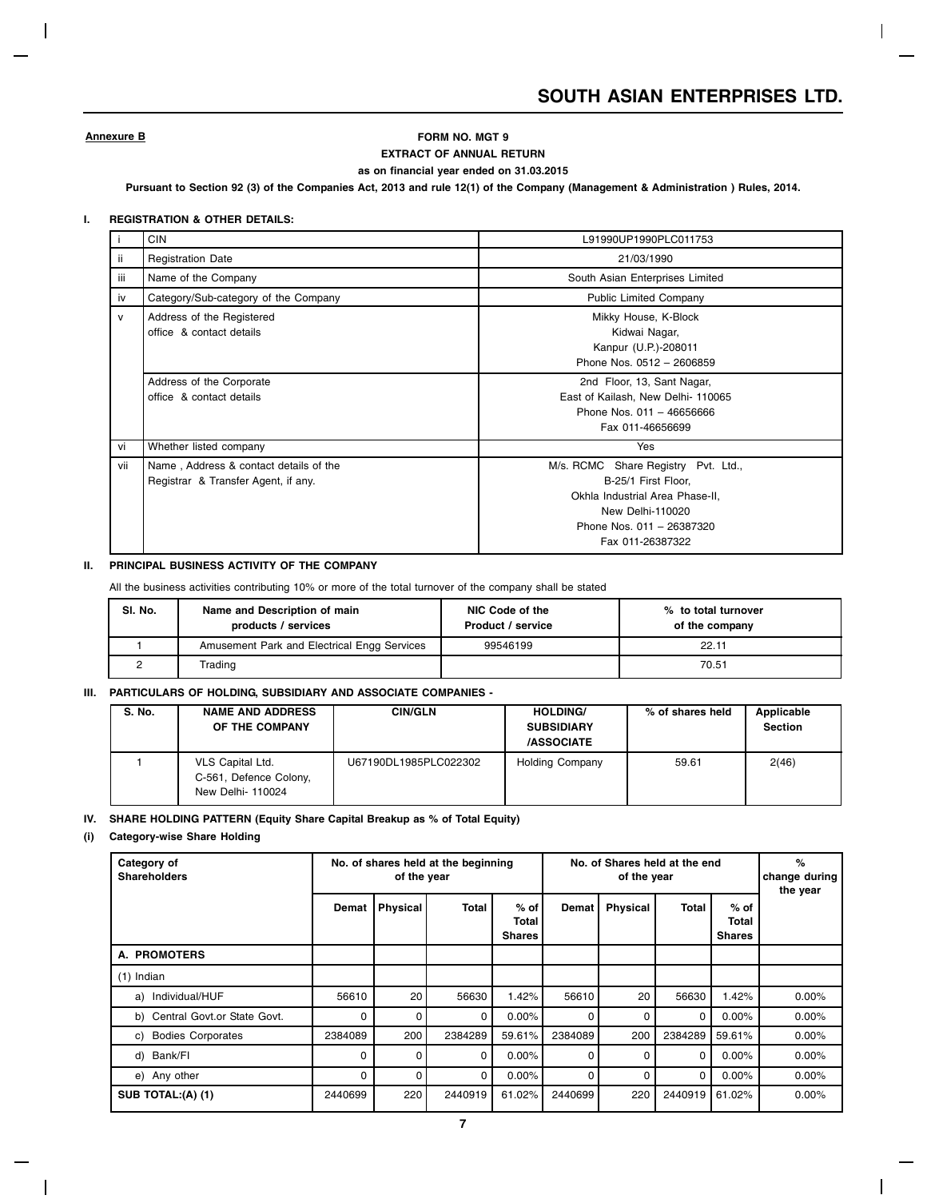**Annexure B**

## FORM NO. MGT 9

### EXTRACT OF ANNUAL RETURN

**as on financial year ended on 31.03.2015**

**Pursuant to Section 92 (3) of the Companies Act, 2013 and rule 12(1) of the Company (Management & Administration ) Rules, 2014.**

### I. REGISTRATION & OTHER DETAILS:

| | | |
|---|---|---|
| i | CIN | L91990UP1990PLC011753 |
| ii | Registration Date | 21/03/1990 |
| iii | Name of the Company | South Asian Enterprises Limited |
| iv | Category/Sub-category of the Company | Public Limited Company |
| v | Address of the Registered office & contact details | Mikky House, K-Block Kidwai Nagar, Kanpur (U.P.)-208011 Phone Nos. 0512 – 2606859 |
| | Address of the Corporate office & contact details | 2nd Floor, 13, Sant Nagar, East of Kailash, New Delhi- 110065 Phone Nos. 011 – 46656666 Fax 011-46656699 |
| vi | Whether listed company | Yes |
| vii | Name , Address & contact details of the Registrar & Transfer Agent, if any. | M/s. RCMC Share Registry Pvt. Ltd., B-25/1 First Floor, Okhla Industrial Area Phase-II, New Delhi-110020 Phone Nos. 011 – 26387320 Fax 011-26387322 |

### II. PRINCIPAL BUSINESS ACTIVITY OF THE COMPANY

All the business activities contributing 10% or more of the total turnover of the company shall be stated

| Sl. No. | Name and Description of main products / services | NIC Code of the Product / service | % to total turnover of the company |
|---|---|---|---|
| 1 | Amusement Park and Electrical Engg Services | 99546199 | 22.11 |
| 2 | Trading | | 70.51 |

### III. PARTICULARS OF HOLDING, SUBSIDIARY AND ASSOCIATE COMPANIES -

| S. No. | NAME AND ADDRESS OF THE COMPANY | CIN/GLN | HOLDING/ SUBSIDIARY /ASSOCIATE | % of shares held | Applicable Section |
|---|---|---|---|---|---|
| 1 | VLS Capital Ltd. C-561, Defence Colony, New Delhi- 110024 | U67190DL1985PLC022302 | Holding Company | 59.61 | 2(46) |

### IV. SHARE HOLDING PATTERN (Equity Share Capital Breakup as % of Total Equity)

#### (i) Category-wise Share Holding

| Category of Shareholders | No. of shares held at the beginning of the year | | | | No. of Shares held at the end of the year | | | | % change during the year |
|---|---|---|---|---|---|---|---|---|---|
| | Demat | Physical | Total | % of Total Shares | Demat | Physical | Total | % of Total Shares | |
| **A. PROMOTERS** | | | | | | | | | |
| (1) Indian | | | | | | | | | |
| a) Individual/HUF | 56610 | 20 | 56630 | 1.42% | 56610 | 20 | 56630 | 1.42% | 0.00% |
| b) Central Govt.or State Govt. | 0 | 0 | 0 | 0.00% | 0 | 0 | 0 | 0.00% | 0.00% |
| c) Bodies Corporates | 2384089 | 200 | 2384289 | 59.61% | 2384089 | 200 | 2384289 | 59.61% | 0.00% |
| d) Bank/FI | 0 | 0 | 0 | 0.00% | 0 | 0 | 0 | 0.00% | 0.00% |
| e) Any other | 0 | 0 | 0 | 0.00% | 0 | 0 | 0 | 0.00% | 0.00% |
| **SUB TOTAL:(A) (1)** | 2440699 | 220 | 2440919 | 61.02% | 2440699 | 220 | 2440919 | 61.02% | 0.00% |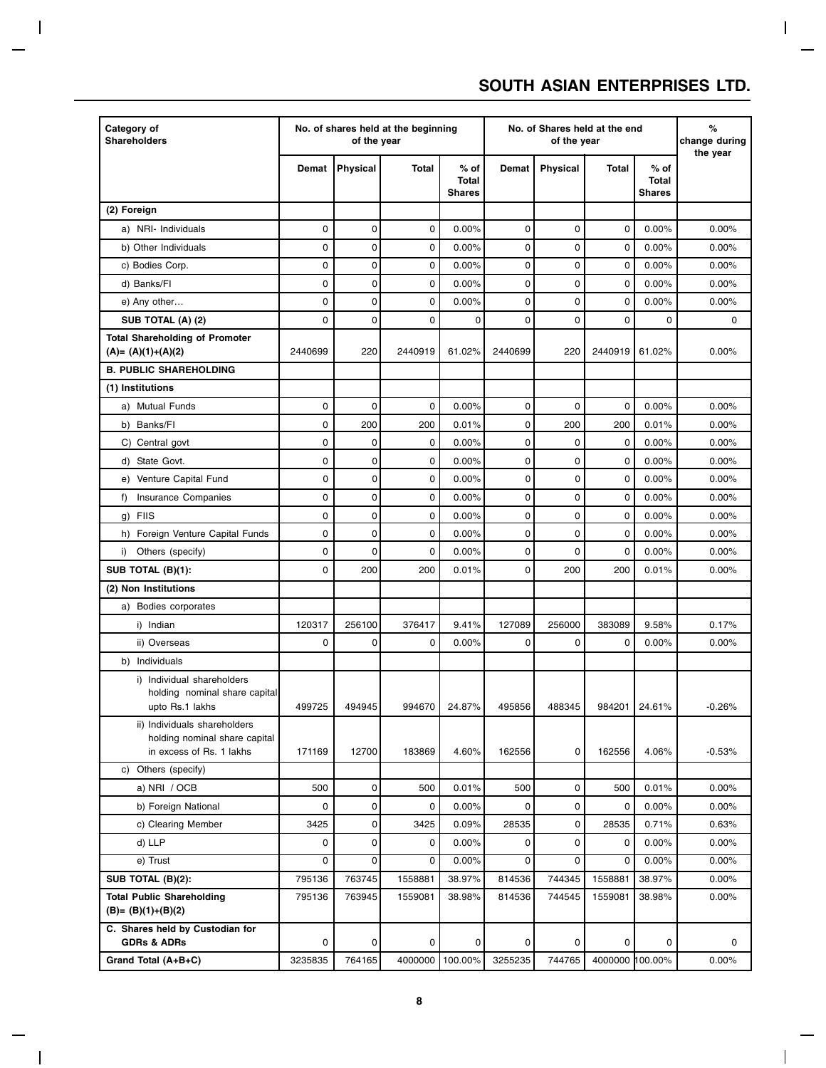| Category of Shareholders | No. of shares held at the beginning of the year | | | | No. of Shares held at the end of the year | | | | % change during the year |
|---|---|---|---|---|---|---|---|---|---|
| | Demat | Physical | Total | % of Total Shares | Demat | Physical | Total | % of Total Shares | |
| **(2) Foreign** | | | | | | | | | |
| a) NRI- Individuals | 0 | 0 | 0 | 0.00% | 0 | 0 | 0 | 0.00% | 0.00% |
| b) Other Individuals | 0 | 0 | 0 | 0.00% | 0 | 0 | 0 | 0.00% | 0.00% |
| c) Bodies Corp. | 0 | 0 | 0 | 0.00% | 0 | 0 | 0 | 0.00% | 0.00% |
| d) Banks/FI | 0 | 0 | 0 | 0.00% | 0 | 0 | 0 | 0.00% | 0.00% |
| e) Any other… | 0 | 0 | 0 | 0.00% | 0 | 0 | 0 | 0.00% | 0.00% |
| **SUB TOTAL (A) (2)** | 0 | 0 | 0 | 0 | 0 | 0 | 0 | 0 | 0 |
| **Total Shareholding of Promoter (A)= (A)(1)+(A)(2)** | 2440699 | 220 | 2440919 | 61.02% | 2440699 | 220 | 2440919 | 61.02% | 0.00% |
| **B. PUBLIC SHAREHOLDING** | | | | | | | | | |
| **(1) Institutions** | | | | | | | | | |
| a) Mutual Funds | 0 | 0 | 0 | 0.00% | 0 | 0 | 0 | 0.00% | 0.00% |
| b) Banks/FI | 0 | 200 | 200 | 0.01% | 0 | 200 | 200 | 0.01% | 0.00% |
| C) Central govt | 0 | 0 | 0 | 0.00% | 0 | 0 | 0 | 0.00% | 0.00% |
| d) State Govt. | 0 | 0 | 0 | 0.00% | 0 | 0 | 0 | 0.00% | 0.00% |
| e) Venture Capital Fund | 0 | 0 | 0 | 0.00% | 0 | 0 | 0 | 0.00% | 0.00% |
| f) Insurance Companies | 0 | 0 | 0 | 0.00% | 0 | 0 | 0 | 0.00% | 0.00% |
| g) FIIS | 0 | 0 | 0 | 0.00% | 0 | 0 | 0 | 0.00% | 0.00% |
| h) Foreign Venture Capital Funds | 0 | 0 | 0 | 0.00% | 0 | 0 | 0 | 0.00% | 0.00% |
| i) Others (specify) | 0 | 0 | 0 | 0.00% | 0 | 0 | 0 | 0.00% | 0.00% |
| **SUB TOTAL (B)(1):** | 0 | 200 | 200 | 0.01% | 0 | 200 | 200 | 0.01% | 0.00% |
| **(2) Non Institutions** | | | | | | | | | |
| a) Bodies corporates | | | | | | | | | |
| i) Indian | 120317 | 256100 | 376417 | 9.41% | 127089 | 256000 | 383089 | 9.58% | 0.17% |
| ii) Overseas | 0 | 0 | 0 | 0.00% | 0 | 0 | 0 | 0.00% | 0.00% |
| b) Individuals | | | | | | | | | |
| i) Individual shareholders holding nominal share capital upto Rs.1 lakhs | 499725 | 494945 | 994670 | 24.87% | 495856 | 488345 | 984201 | 24.61% | -0.26% |
| ii) Individuals shareholders holding nominal share capital in excess of Rs. 1 lakhs | 171169 | 12700 | 183869 | 4.60% | 162556 | 0 | 162556 | 4.06% | -0.53% |
| c) Others (specify) | | | | | | | | | |
| a) NRI / OCB | 500 | 0 | 500 | 0.01% | 500 | 0 | 500 | 0.01% | 0.00% |
| b) Foreign National | 0 | 0 | 0 | 0.00% | 0 | 0 | 0 | 0.00% | 0.00% |
| c) Clearing Member | 3425 | 0 | 3425 | 0.09% | 28535 | 0 | 28535 | 0.71% | 0.63% |
| d) LLP | 0 | 0 | 0 | 0.00% | 0 | 0 | 0 | 0.00% | 0.00% |
| e) Trust | 0 | 0 | 0 | 0.00% | 0 | 0 | 0 | 0.00% | 0.00% |
| **SUB TOTAL (B)(2):** | 795136 | 763745 | 1558881 | 38.97% | 814536 | 744345 | 1558881 | 38.97% | 0.00% |
| **Total Public Shareholding (B)= (B)(1)+(B)(2)** | 795136 | 763945 | 1559081 | 38.98% | 814536 | 744545 | 1559081 | 38.98% | 0.00% |
| **C. Shares held by Custodian for GDRs & ADRs** | 0 | 0 | 0 | 0 | 0 | 0 | 0 | 0 | 0 |
| **Grand Total (A+B+C)** | 3235835 | 764165 | 4000000 | 100.00% | 3255235 | 744765 | 4000000 | 100.00% | 0.00% |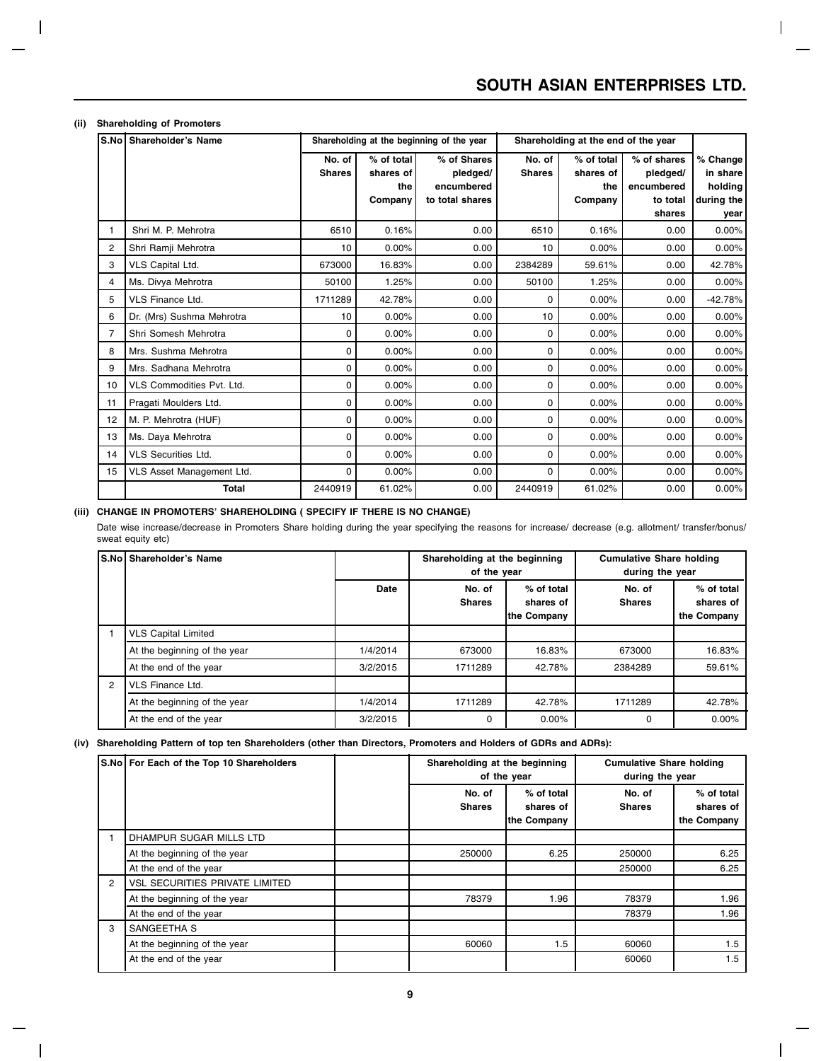**(ii) Shareholding of Promoters**

| S.No | Shareholder's Name | Shareholding at the beginning of the year | | | Shareholding at the end of the year | | | |
|---|---|---|---|---|---|---|---|---|
| | | No. of Shares | % of total shares of the Company | % of Shares pledged/ encumbered to total shares | No. of Shares | % of total shares of the Company | % of shares pledged/ encumbered to total shares | % Change in share holding during the year |
| 1 | Shri M. P. Mehrotra | 6510 | 0.16% | 0.00 | 6510 | 0.16% | 0.00 | 0.00% |
| 2 | Shri Ramji Mehrotra | 10 | 0.00% | 0.00 | 10 | 0.00% | 0.00 | 0.00% |
| 3 | VLS Capital Ltd. | 673000 | 16.83% | 0.00 | 2384289 | 59.61% | 0.00 | 42.78% |
| 4 | Ms. Divya Mehrotra | 50100 | 1.25% | 0.00 | 50100 | 1.25% | 0.00 | 0.00% |
| 5 | VLS Finance Ltd. | 1711289 | 42.78% | 0.00 | 0 | 0.00% | 0.00 | -42.78% |
| 6 | Dr. (Mrs) Sushma Mehrotra | 10 | 0.00% | 0.00 | 10 | 0.00% | 0.00 | 0.00% |
| 7 | Shri Somesh Mehrotra | 0 | 0.00% | 0.00 | 0 | 0.00% | 0.00 | 0.00% |
| 8 | Mrs. Sushma Mehrotra | 0 | 0.00% | 0.00 | 0 | 0.00% | 0.00 | 0.00% |
| 9 | Mrs. Sadhana Mehrotra | 0 | 0.00% | 0.00 | 0 | 0.00% | 0.00 | 0.00% |
| 10 | VLS Commodities Pvt. Ltd. | 0 | 0.00% | 0.00 | 0 | 0.00% | 0.00 | 0.00% |
| 11 | Pragati Moulders Ltd. | 0 | 0.00% | 0.00 | 0 | 0.00% | 0.00 | 0.00% |
| 12 | M. P. Mehrotra (HUF) | 0 | 0.00% | 0.00 | 0 | 0.00% | 0.00 | 0.00% |
| 13 | Ms. Daya Mehrotra | 0 | 0.00% | 0.00 | 0 | 0.00% | 0.00 | 0.00% |
| 14 | VLS Securities Ltd. | 0 | 0.00% | 0.00 | 0 | 0.00% | 0.00 | 0.00% |
| 15 | VLS Asset Management Ltd. | 0 | 0.00% | 0.00 | 0 | 0.00% | 0.00 | 0.00% |
| | **Total** | 2440919 | 61.02% | 0.00 | 2440919 | 61.02% | 0.00 | 0.00% |

**(iii) CHANGE IN PROMOTERS' SHAREHOLDING ( SPECIFY IF THERE IS NO CHANGE)**

Date wise increase/decrease in Promoters Share holding during the year specifying the reasons for increase/ decrease (e.g. allotment/ transfer/bonus/ sweat equity etc)

| S.No | Shareholder's Name | | Shareholding at the beginning of the year | | Cumulative Share holding during the year | |
|---|---|---|---|---|---|---|
| | | Date | No. of Shares | % of total shares of the Company | No. of Shares | % of total shares of the Company |
| 1 | VLS Capital Limited | | | | | |
| | At the beginning of the year | 1/4/2014 | 673000 | 16.83% | 673000 | 16.83% |
| | At the end of the year | 3/2/2015 | 1711289 | 42.78% | 2384289 | 59.61% |
| 2 | VLS Finance Ltd. | | | | | |
| | At the beginning of the year | 1/4/2014 | 1711289 | 42.78% | 1711289 | 42.78% |
| | At the end of the year | 3/2/2015 | 0 | 0.00% | 0 | 0.00% |

**(iv) Shareholding Pattern of top ten Shareholders (other than Directors, Promoters and Holders of GDRs and ADRs):**

| S.No | For Each of the Top 10 Shareholders | | Shareholding at the beginning of the year | | Cumulative Share holding during the year | |
|---|---|---|---|---|---|---|
| | | | No. of Shares | % of total shares of the Company | No. of Shares | % of total shares of the Company |
| 1 | DHAMPUR SUGAR MILLS LTD | | | | | |
| | At the beginning of the year | | 250000 | 6.25 | 250000 | 6.25 |
| | At the end of the year | | | | 250000 | 6.25 |
| 2 | VSL SECURITIES PRIVATE LIMITED | | | | | |
| | At the beginning of the year | | 78379 | 1.96 | 78379 | 1.96 |
| | At the end of the year | | | | 78379 | 1.96 |
| 3 | SANGEETHA S | | | | | |
| | At the beginning of the year | | 60060 | 1.5 | 60060 | 1.5 |
| | At the end of the year | | | | 60060 | 1.5 |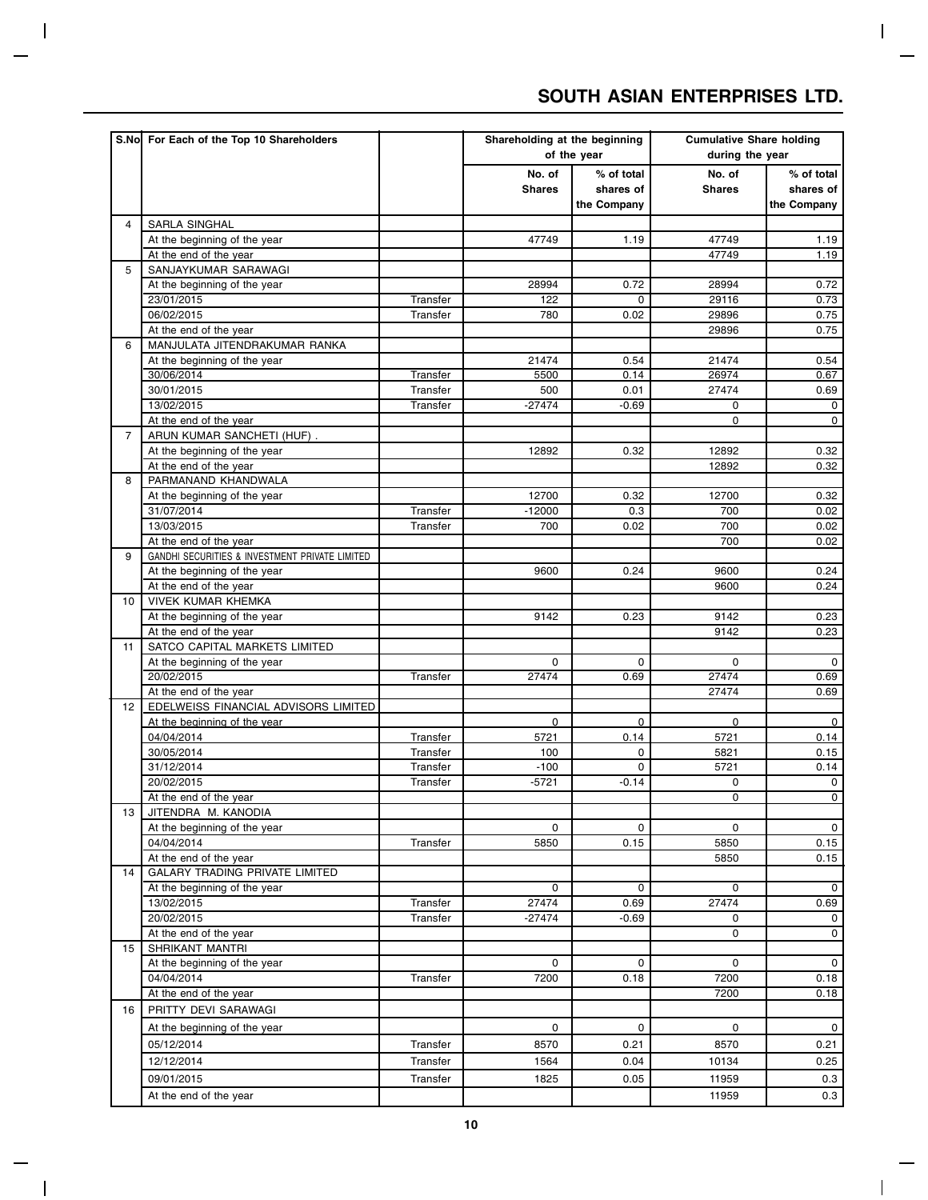| S.No | For Each of the Top 10 Shareholders | | Shareholding at the beginning of the year | | Cumulative Share holding during the year | |
|---|---|---|---|---|---|---|
| | | | No. of Shares | % of total shares of the Company | No. of Shares | % of total shares of the Company |
| 4 | SARLA SINGHAL | | | | | |
| | At the beginning of the year | | 47749 | 1.19 | 47749 | 1.19 |
| | At the end of the year | | | | 47749 | 1.19 |
| 5 | SANJAYKUMAR SARAWAGI | | | | | |
| | At the beginning of the year | | 28994 | 0.72 | 28994 | 0.72 |
| | 23/01/2015 | Transfer | 122 | 0 | 29116 | 0.73 |
| | 06/02/2015 | Transfer | 780 | 0.02 | 29896 | 0.75 |
| | At the end of the year | | | | 29896 | 0.75 |
| 6 | MANJULATA JITENDRAKUMAR RANKA | | | | | |
| | At the beginning of the year | | 21474 | 0.54 | 21474 | 0.54 |
| | 30/06/2014 | Transfer | 5500 | 0.14 | 26974 | 0.67 |
| | 30/01/2015 | Transfer | 500 | 0.01 | 27474 | 0.69 |
| | 13/02/2015 | Transfer | -27474 | -0.69 | 0 | 0 |
| | At the end of the year | | | | 0 | 0 |
| 7 | ARUN KUMAR SANCHETI (HUF) . | | | | | |
| | At the beginning of the year | | 12892 | 0.32 | 12892 | 0.32 |
| | At the end of the year | | | | 12892 | 0.32 |
| 8 | PARMANAND KHANDWALA | | | | | |
| | At the beginning of the year | | 12700 | 0.32 | 12700 | 0.32 |
| | 31/07/2014 | Transfer | -12000 | 0.3 | 700 | 0.02 |
| | 13/03/2015 | Transfer | 700 | 0.02 | 700 | 0.02 |
| | At the end of the year | | | | 700 | 0.02 |
| 9 | GANDHI SECURITIES & INVESTMENT PRIVATE LIMITED | | | | | |
| | At the beginning of the year | | 9600 | 0.24 | 9600 | 0.24 |
| | At the end of the year | | | | 9600 | 0.24 |
| 10 | VIVEK KUMAR KHEMKA | | | | | |
| | At the beginning of the year | | 9142 | 0.23 | 9142 | 0.23 |
| | At the end of the year | | | | 9142 | 0.23 |
| 11 | SATCO CAPITAL MARKETS LIMITED | | | | | |
| | At the beginning of the year | | 0 | 0 | 0 | 0 |
| | 20/02/2015 | Transfer | 27474 | 0.69 | 27474 | 0.69 |
| | At the end of the year | | | | 27474 | 0.69 |
| 12 | EDELWEISS FINANCIAL ADVISORS LIMITED | | | | | |
| | At the beginning of the year | | 0 | 0 | 0 | 0 |
| | 04/04/2014 | Transfer | 5721 | 0.14 | 5721 | 0.14 |
| | 30/05/2014 | Transfer | 100 | 0 | 5821 | 0.15 |
| | 31/12/2014 | Transfer | -100 | 0 | 5721 | 0.14 |
| | 20/02/2015 | Transfer | -5721 | -0.14 | 0 | 0 |
| | At the end of the year | | | | 0 | 0 |
| 13 | JITENDRA M. KANODIA | | | | | |
| | At the beginning of the year | | 0 | 0 | 0 | 0 |
| | 04/04/2014 | Transfer | 5850 | 0.15 | 5850 | 0.15 |
| | At the end of the year | | | | 5850 | 0.15 |
| 14 | GALARY TRADING PRIVATE LIMITED | | | | | |
| | At the beginning of the year | | 0 | 0 | 0 | 0 |
| | 13/02/2015 | Transfer | 27474 | 0.69 | 27474 | 0.69 |
| | 20/02/2015 | Transfer | -27474 | -0.69 | 0 | 0 |
| | At the end of the year | | | | 0 | 0 |
| 15 | SHRIKANT MANTRI | | | | | |
| | At the beginning of the year | | 0 | 0 | 0 | 0 |
| | 04/04/2014 | Transfer | 7200 | 0.18 | 7200 | 0.18 |
| | At the end of the year | | | | 7200 | 0.18 |
| 16 | PRITTY DEVI SARAWAGI | | | | | |
| | At the beginning of the year | | 0 | 0 | 0 | 0 |
| | 05/12/2014 | Transfer | 8570 | 0.21 | 8570 | 0.21 |
| | 12/12/2014 | Transfer | 1564 | 0.04 | 10134 | 0.25 |
| | 09/01/2015 | Transfer | 1825 | 0.05 | 11959 | 0.3 |
| | At the end of the year | | | | 11959 | 0.3 |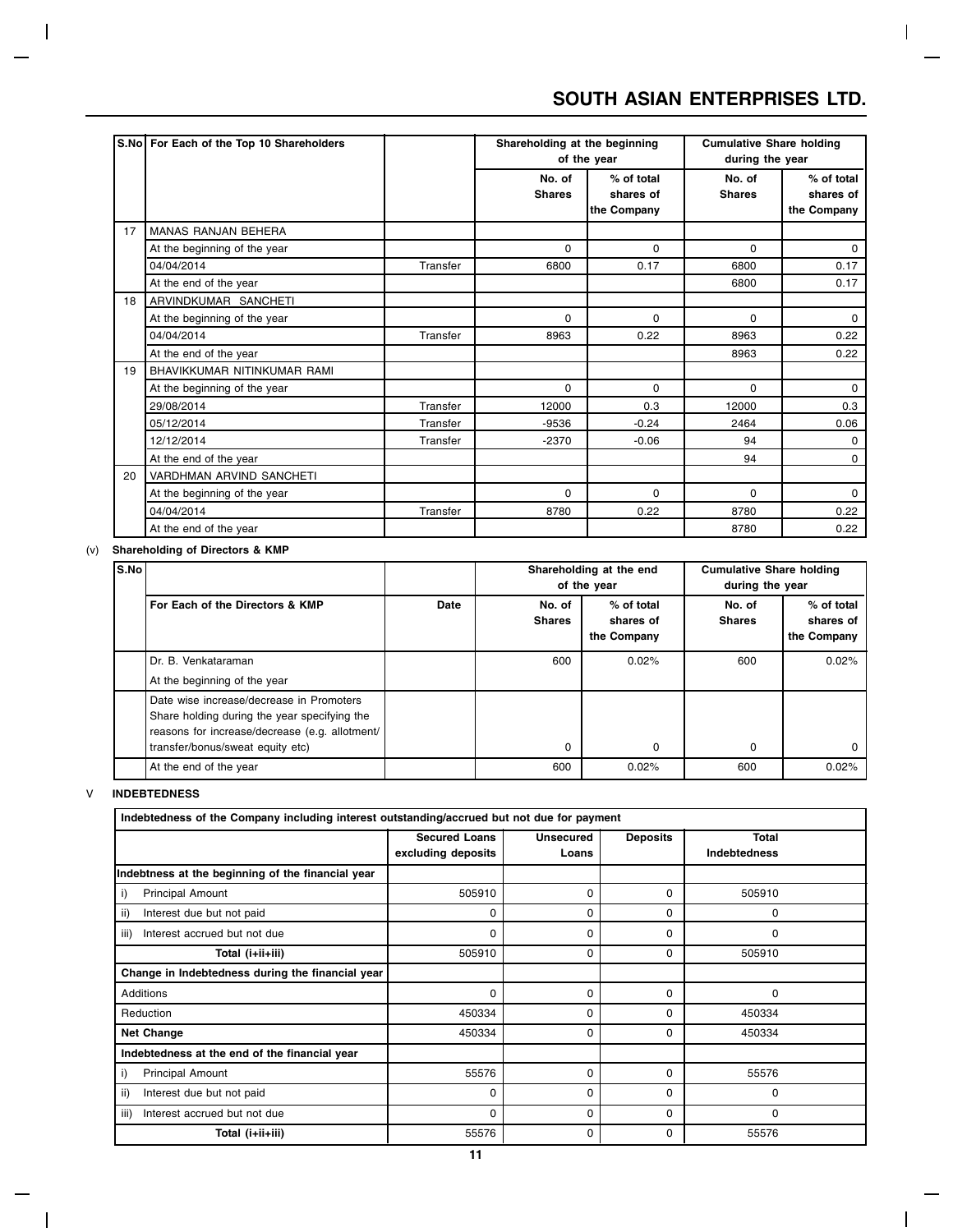| S.No | For Each of the Top 10 Shareholders | | Shareholding at the beginning of the year | | Cumulative Share holding during the year | |
|---|---|---|---|---|---|---|
| | | | No. of Shares | % of total shares of the Company | No. of Shares | % of total shares of the Company |
| 17 | MANAS RANJAN BEHERA | | | | | |
| | At the beginning of the year | | 0 | 0 | 0 | 0 |
| | 04/04/2014 | Transfer | 6800 | 0.17 | 6800 | 0.17 |
| | At the end of the year | | | | 6800 | 0.17 |
| 18 | ARVINDKUMAR SANCHETI | | | | | |
| | At the beginning of the year | | 0 | 0 | 0 | 0 |
| | 04/04/2014 | Transfer | 8963 | 0.22 | 8963 | 0.22 |
| | At the end of the year | | | | 8963 | 0.22 |
| 19 | BHAVIKKUMAR NITINKUMAR RAMI | | | | | |
| | At the beginning of the year | | 0 | 0 | 0 | 0 |
| | 29/08/2014 | Transfer | 12000 | 0.3 | 12000 | 0.3 |
| | 05/12/2014 | Transfer | -9536 | -0.24 | 2464 | 0.06 |
| | 12/12/2014 | Transfer | -2370 | -0.06 | 94 | 0 |
| | At the end of the year | | | | 94 | 0 |
| 20 | VARDHMAN ARVIND SANCHETI | | | | | |
| | At the beginning of the year | | 0 | 0 | 0 | 0 |
| | 04/04/2014 | Transfer | 8780 | 0.22 | 8780 | 0.22 |
| | At the end of the year | | | | 8780 | 0.22 |

(v) **Shareholding of Directors & KMP**

| S.No | | | Shareholding at the end of the year | | Cumulative Share holding during the year | |
|---|---|---|---|---|---|---|
| | For Each of the Directors & KMP | Date | No. of Shares | % of total shares of the Company | No. of Shares | % of total shares of the Company |
| | Dr. B. Venkataraman<br>At the beginning of the year | | 600 | 0.02% | 600 | 0.02% |
| | Date wise increase/decrease in Promoters Share holding during the year specifying the reasons for increase/decrease (e.g. allotment/ transfer/bonus/sweat equity etc) | | 0 | 0 | 0 | 0 |
| | At the end of the year | | 600 | 0.02% | 600 | 0.02% |

V **INDEBTEDNESS**

**Indebtedness of the Company including interest outstanding/accrued but not due for payment**

| | Secured Loans excluding deposits | Unsecured Loans | Deposits | Total Indebtedness |
|---|---|---|---|---|
| **Indebtness at the beginning of the financial year** | | | | |
| i) Principal Amount | 505910 | 0 | 0 | 505910 |
| ii) Interest due but not paid | 0 | 0 | 0 | 0 |
| iii) Interest accrued but not due | 0 | 0 | 0 | 0 |
| **Total (i+ii+iii)** | 505910 | 0 | 0 | 505910 |
| **Change in Indebtedness during the financial year** | | | | |
| Additions | 0 | 0 | 0 | 0 |
| Reduction | 450334 | 0 | 0 | 450334 |
| **Net Change** | 450334 | 0 | 0 | 450334 |
| **Indebtedness at the end of the financial year** | | | | |
| i) Principal Amount | 55576 | 0 | 0 | 55576 |
| ii) Interest due but not paid | 0 | 0 | 0 | 0 |
| iii) Interest accrued but not due | 0 | 0 | 0 | 0 |
| **Total (i+ii+iii)** | 55576 | 0 | 0 | 55576 |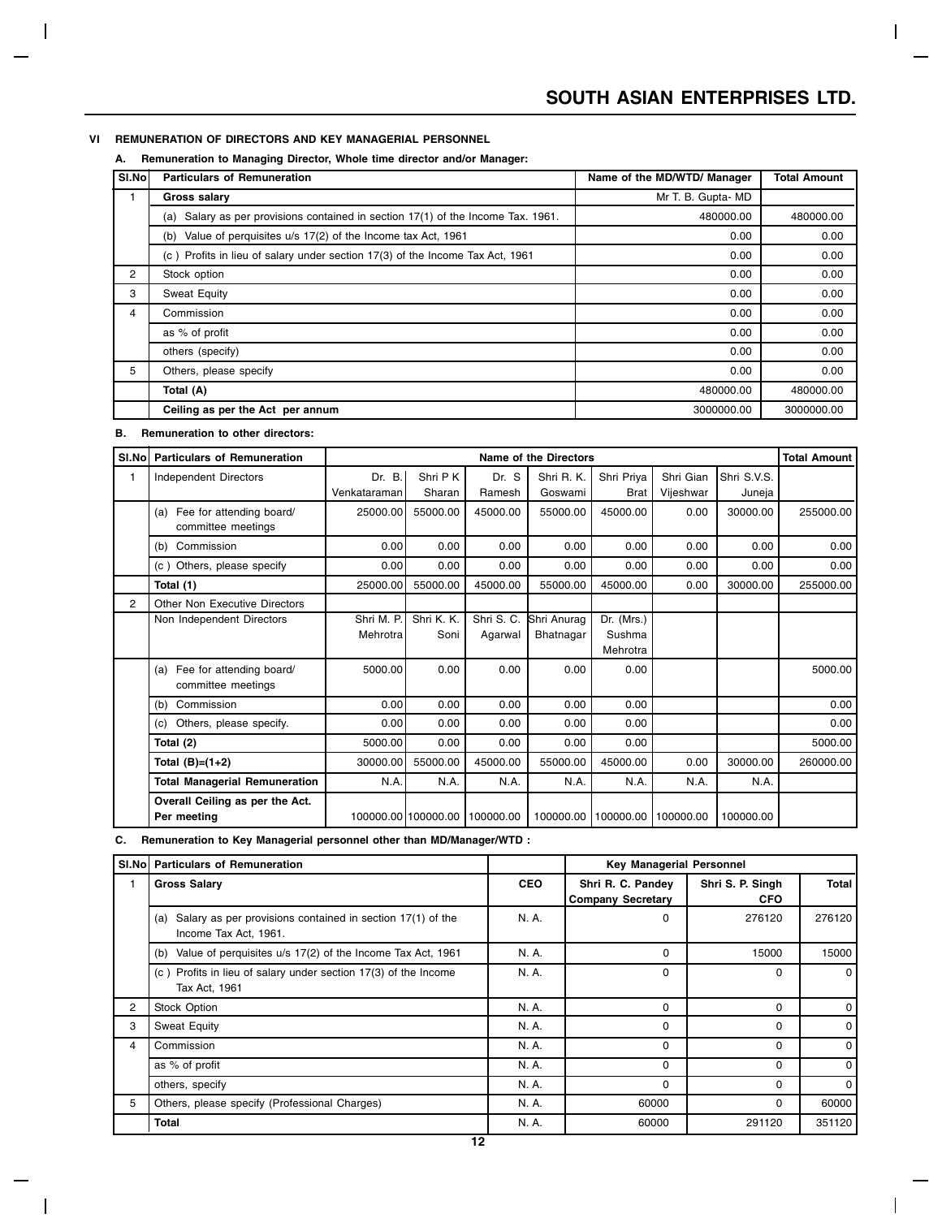### VI REMUNERATION OF DIRECTORS AND KEY MANAGERIAL PERSONNEL

**A. Remuneration to Managing Director, Whole time director and/or Manager:**

| Sl.No | Particulars of Remuneration | Name of the MD/WTD/ Manager | Total Amount |
|---|---|---|---|
| 1 | **Gross salary** | Mr T. B. Gupta- MD | |
| | (a) Salary as per provisions contained in section 17(1) of the Income Tax. 1961. | 480000.00 | 480000.00 |
| | (b) Value of perquisites u/s 17(2) of the Income tax Act, 1961 | 0.00 | 0.00 |
| | (c ) Profits in lieu of salary under section 17(3) of the Income Tax Act, 1961 | 0.00 | 0.00 |
| 2 | Stock option | 0.00 | 0.00 |
| 3 | Sweat Equity | 0.00 | 0.00 |
| 4 | Commission | 0.00 | 0.00 |
| | as % of profit | 0.00 | 0.00 |
| | others (specify) | 0.00 | 0.00 |
| 5 | Others, please specify | 0.00 | 0.00 |
| | **Total (A)** | 480000.00 | 480000.00 |
| | **Ceiling as per the Act per annum** | 3000000.00 | 3000000.00 |

**B. Remuneration to other directors:**

| Sl.No | Particulars of Remuneration | Name of the Directors | | | | | | | Total Amount |
|---|---|---|---|---|---|---|---|---|---|
| 1 | Independent Directors | Dr. B. Venkataraman | Shri P K Sharan | Dr. S Ramesh | Shri R. K. Goswami | Shri Priya Brat | Shri Gian Vijeshwar | Shri S.V.S. Juneja | |
| | (a) Fee for attending board/ committee meetings | 25000.00 | 55000.00 | 45000.00 | 55000.00 | 45000.00 | 0.00 | 30000.00 | 255000.00 |
| | (b) Commission | 0.00 | 0.00 | 0.00 | 0.00 | 0.00 | 0.00 | 0.00 | 0.00 |
| | (c ) Others, please specify | 0.00 | 0.00 | 0.00 | 0.00 | 0.00 | 0.00 | 0.00 | 0.00 |
| | **Total (1)** | 25000.00 | 55000.00 | 45000.00 | 55000.00 | 45000.00 | 0.00 | 30000.00 | 255000.00 |
| 2 | Other Non Executive Directors | | | | | | | | |
| | Non Independent Directors | Shri M. P. Mehrotra | Shri K. K. Soni | Shri S. C. Agarwal | Shri Anurag Bhatnagar | Dr. (Mrs.) Sushma Mehrotra | | | |
| | (a) Fee for attending board/ committee meetings | 5000.00 | 0.00 | 0.00 | 0.00 | 0.00 | | | 5000.00 |
| | (b) Commission | 0.00 | 0.00 | 0.00 | 0.00 | 0.00 | | | 0.00 |
| | (c) Others, please specify. | 0.00 | 0.00 | 0.00 | 0.00 | 0.00 | | | 0.00 |
| | **Total (2)** | 5000.00 | 0.00 | 0.00 | 0.00 | 0.00 | | | 5000.00 |
| | **Total (B)=(1+2)** | 30000.00 | 55000.00 | 45000.00 | 55000.00 | 45000.00 | 0.00 | 30000.00 | 260000.00 |
| | **Total Managerial Remuneration** | N.A. | N.A. | N.A. | N.A. | N.A. | N.A. | N.A. | |
| | **Overall Ceiling as per the Act. Per meeting** | 100000.00 | 100000.00 | 100000.00 | 100000.00 | 100000.00 | 100000.00 | 100000.00 | |

**C. Remuneration to Key Managerial personnel other than MD/Manager/WTD :**

| Sl.No | Particulars of Remuneration | | Key Managerial Personnel | | |
|---|---|---|---|---|---|
| 1 | **Gross Salary** | **CEO** | **Shri R. C. Pandey Company Secretary** | **Shri S. P. Singh CFO** | **Total** |
| | (a) Salary as per provisions contained in section 17(1) of the Income Tax Act, 1961. | N. A. | 0 | 276120 | 276120 |
| | (b) Value of perquisites u/s 17(2) of the Income Tax Act, 1961 | N. A. | 0 | 15000 | 15000 |
| | (c ) Profits in lieu of salary under section 17(3) of the Income Tax Act, 1961 | N. A. | 0 | 0 | 0 |
| 2 | Stock Option | N. A. | 0 | 0 | 0 |
| 3 | Sweat Equity | N. A. | 0 | 0 | 0 |
| 4 | Commission | N. A. | 0 | 0 | 0 |
| | as % of profit | N. A. | 0 | 0 | 0 |
| | others, specify | N. A. | 0 | 0 | 0 |
| 5 | Others, please specify (Professional Charges) | N. A. | 60000 | 0 | 60000 |
| | **Total** | N. A. | 60000 | 291120 | 351120 |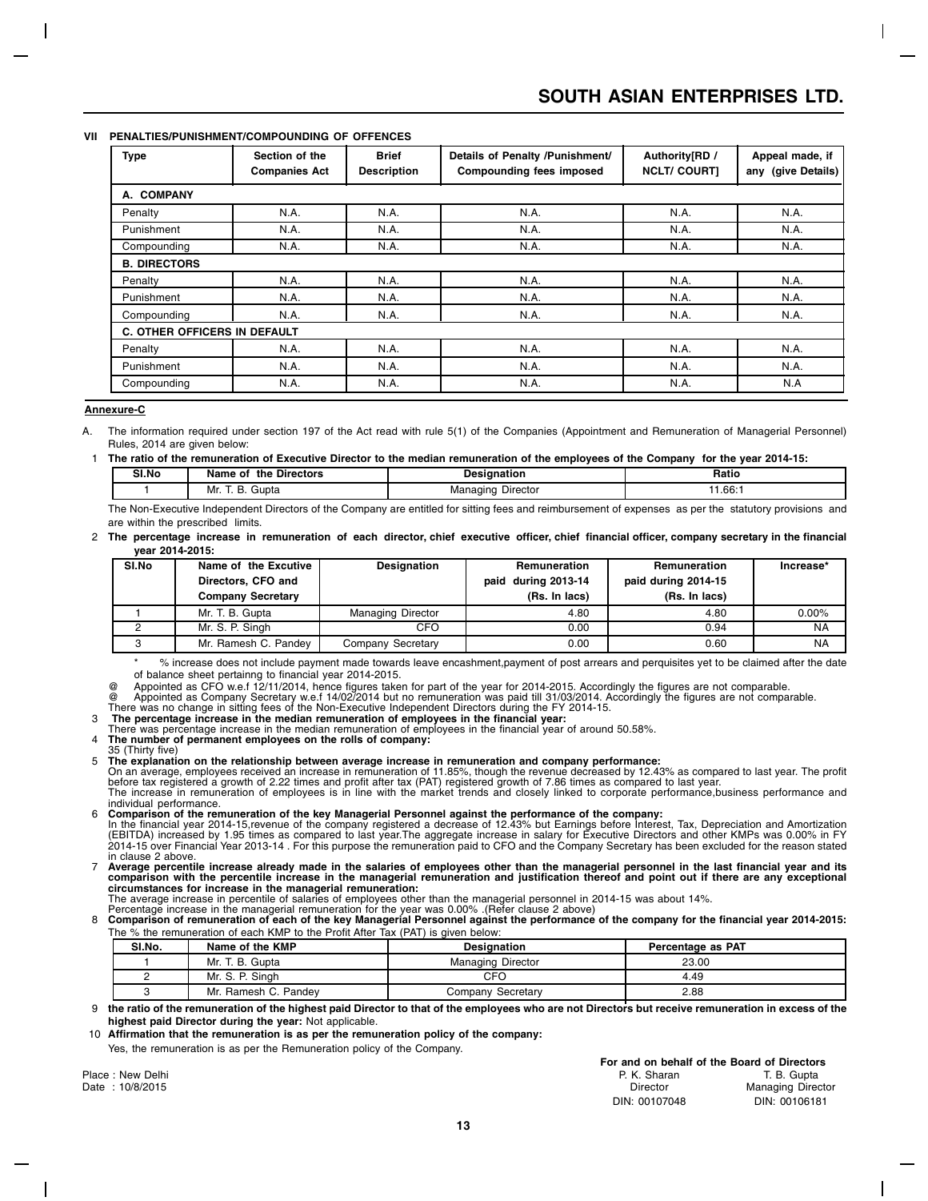## VII PENALTIES/PUNISHMENT/COMPOUNDING OF OFFENCES

| Type | Section of the Companies Act | Brief Description | Details of Penalty /Punishment/ Compounding fees imposed | Authority[RD / NCLT/ COURT] | Appeal made, if any (give Details) |
|---|---|---|---|---|---|
| **A. COMPANY** | | | | | |
| Penalty | N.A. | N.A. | N.A. | N.A. | N.A. |
| Punishment | N.A. | N.A. | N.A. | N.A. | N.A. |
| Compounding | N.A. | N.A. | N.A. | N.A. | N.A. |
| **B. DIRECTORS** | | | | | |
| Penalty | N.A. | N.A. | N.A. | N.A. | N.A. |
| Punishment | N.A. | N.A. | N.A. | N.A. | N.A. |
| Compounding | N.A. | N.A. | N.A. | N.A. | N.A. |
| **C. OTHER OFFICERS IN DEFAULT** | | | | | |
| Penalty | N.A. | N.A. | N.A. | N.A. | N.A. |
| Punishment | N.A. | N.A. | N.A. | N.A. | N.A. |
| Compounding | N.A. | N.A. | N.A. | N.A. | N.A |

## Annexure-C

A. The information required under section 197 of the Act read with rule 5(1) of the Companies (Appointment and Remuneration of Managerial Personnel) Rules, 2014 are given below:

1 **The ratio of the remuneration of Executive Director to the median remuneration of the employees of the Company for the year 2014-15:**

| Sl.No | Name of the Directors | Designation | Ratio |
|---|---|---|---|
| 1 | Mr. T. B. Gupta | Managing Director | 11.66:1 |

The Non-Executive Independent Directors of the Company are entitled for sitting fees and reimbursement of expenses as per the statutory provisions and are within the prescribed limits.

2 **The percentage increase in remuneration of each director, chief executive officer, chief financial officer, company secretary in the financial year 2014-2015:**

| Sl.No | Name of the Excutive Directors, CFO and Company Secretary | Designation | Remuneration paid during 2013-14 (Rs. In lacs) | Remuneration paid during 2014-15 (Rs. In lacs) | Increase* |
|---|---|---|---|---|---|
| 1 | Mr. T. B. Gupta | Managing Director | 4.80 | 4.80 | 0.00% |
| 2 | Mr. S. P. Singh | CFO | 0.00 | 0.94 | NA |
| 3 | Mr. Ramesh C. Pandey | Company Secretary | 0.00 | 0.60 | NA |

\* % increase does not include payment made towards leave encashment,payment of post arrears and perquisites yet to be claimed after the date of balance sheet pertainng to financial year 2014-2015.

@ Appointed as CFO w.e.f 12/11/2014, hence figures taken for part of the year for 2014-2015. Accordingly the figures are not comparable.

@ Appointed as Company Secretary w.e.f 14/02/2014 but no remuneration was paid till 31/03/2014. Accordingly the figures are not comparable.

There was no change in sitting fees of the Non-Executive Independent Directors during the FY 2014-15.

3 **The percentage increase in the median remuneration of employees in the financial year:**

There was percentage increase in the median remuneration of employees in the financial year of around 50.58%.

4 **The number of permanent employees on the rolls of company:**

35 (Thirty five)

5 **The explanation on the relationship between average increase in remuneration and company performance:**

On an average, employees received an increase in remuneration of 11.85%, though the revenue decreased by 12.43% as compared to last year. The profit before tax registered a growth of 2.22 times and profit after tax (PAT) registered growth of 7.86 times as compared to last year.

The increase in remuneration of employees is in line with the market trends and closely linked to corporate performance,business performance and individual performance.

6 **Comparison of the remuneration of the key Managerial Personnel against the performance of the company:**

In the financial year 2014-15,revenue of the company registered a decrease of 12.43% but Earnings before Interest, Tax, Depreciation and Amortization (EBITDA) increased by 1.95 times as compared to last year.The aggregate increase in salary for Executive Directors and other KMPs was 0.00% in FY 2014-15 over Financial Year 2013-14 . For this purpose the remuneration paid to CFO and the Company Secretary has been excluded for the reason stated in clause 2 above.

7 **Average percentile increase already made in the salaries of employees other than the managerial personnel in the last financial year and its comparison with the percentile increase in the managerial remuneration and justification thereof and point out if there are any exceptional circumstances for increase in the managerial remuneration:**

The average increase in percentile of salaries of employees other than the managerial personnel in 2014-15 was about 14%.

Percentage increase in the managerial remuneration for the year was 0.00% .(Refer clause 2 above)

8 **Comparison of remuneration of each of the key Managerial Personnel against the performance of the company for the financial year 2014-2015:**

The % the remuneration of each KMP to the Profit After Tax (PAT) is given below:

| Sl.No. | Name of the KMP | Designation | Percentage as PAT |
|---|---|---|---|
| 1 | Mr. T. B. Gupta | Managing Director | 23.00 |
| 2 | Mr. S. P. Singh | CFO | 4.49 |
| 3 | Mr. Ramesh C. Pandey | Company Secretary | 2.88 |

9 **the ratio of the remuneration of the highest paid Director to that of the employees who are not Directors but receive remuneration in excess of the highest paid Director during the year:** Not applicable.

10 **Affirmation that the remuneration is as per the remuneration policy of the company:**

Yes, the remuneration is as per the Remuneration policy of the Company.

**For and on behalf of the Board of Directors**

Place : New Delhi
Date : 10/8/2015

P. K. Sharan
Director
DIN: 00107048

T. B. Gupta
Managing Director
DIN: 00106181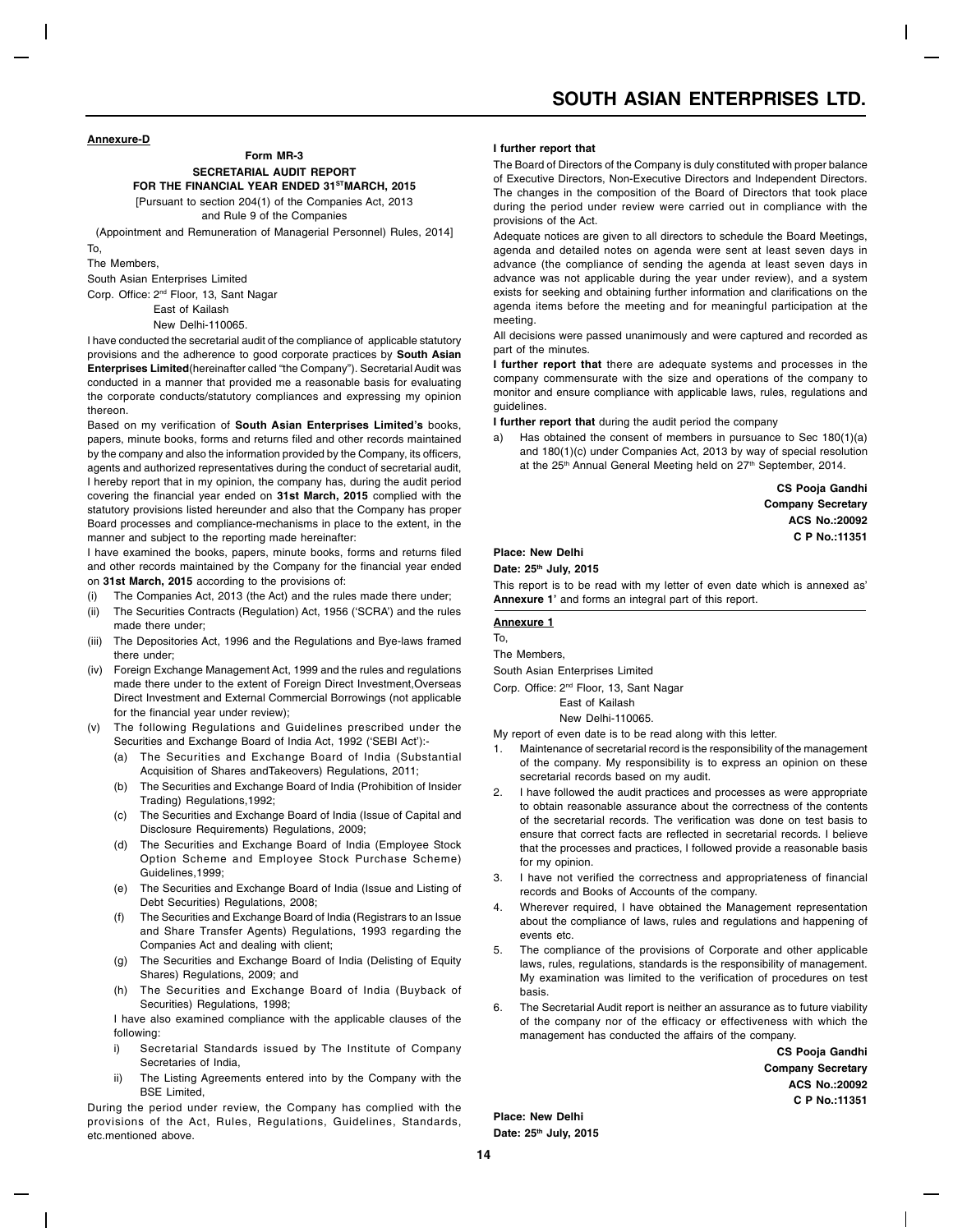**Annexure-D**

**Form MR-3**

**SECRETARIAL AUDIT REPORT**

**FOR THE FINANCIAL YEAR ENDED 31[ST]MARCH, 2015**

[Pursuant to section 204(1) of the Companies Act, 2013 and Rule 9 of the Companies (Appointment and Remuneration of Managerial Personnel) Rules, 2014]

To,

The Members,

South Asian Enterprises Limited

Corp. Office: 2[nd] Floor, 13, Sant Nagar

East of Kailash

New Delhi-110065.

I have conducted the secretarial audit of the compliance of applicable statutory provisions and the adherence to good corporate practices by **South Asian Enterprises Limited**(hereinafter called "the Company"). Secretarial Audit was conducted in a manner that provided me a reasonable basis for evaluating the corporate conducts/statutory compliances and expressing my opinion thereon.

Based on my verification of **South Asian Enterprises Limited's** books, papers, minute books, forms and returns filed and other records maintained by the company and also the information provided by the Company, its officers, agents and authorized representatives during the conduct of secretarial audit, I hereby report that in my opinion, the company has, during the audit period covering the financial year ended on **31st March, 2015** complied with the statutory provisions listed hereunder and also that the Company has proper Board processes and compliance-mechanisms in place to the extent, in the manner and subject to the reporting made hereinafter:

I have examined the books, papers, minute books, forms and returns filed and other records maintained by the Company for the financial year ended on **31st March, 2015** according to the provisions of:

(i) The Companies Act, 2013 (the Act) and the rules made there under;

(ii) The Securities Contracts (Regulation) Act, 1956 ('SCRA') and the rules made there under;

(iii) The Depositories Act, 1996 and the Regulations and Bye-laws framed there under;

(iv) Foreign Exchange Management Act, 1999 and the rules and regulations made there under to the extent of Foreign Direct Investment,Overseas Direct Investment and External Commercial Borrowings (not applicable for the financial year under review);

(v) The following Regulations and Guidelines prescribed under the Securities and Exchange Board of India Act, 1992 ('SEBI Act'):-

   (a) The Securities and Exchange Board of India (Substantial Acquisition of Shares andTakeovers) Regulations, 2011;

   (b) The Securities and Exchange Board of India (Prohibition of Insider Trading) Regulations,1992;

   (c) The Securities and Exchange Board of India (Issue of Capital and Disclosure Requirements) Regulations, 2009;

   (d) The Securities and Exchange Board of India (Employee Stock Option Scheme and Employee Stock Purchase Scheme) Guidelines,1999;

   (e) The Securities and Exchange Board of India (Issue and Listing of Debt Securities) Regulations, 2008;

   (f) The Securities and Exchange Board of India (Registrars to an Issue and Share Transfer Agents) Regulations, 1993 regarding the Companies Act and dealing with client;

   (g) The Securities and Exchange Board of India (Delisting of Equity Shares) Regulations, 2009; and

   (h) The Securities and Exchange Board of India (Buyback of Securities) Regulations, 1998;

I have also examined compliance with the applicable clauses of the following:

i) Secretarial Standards issued by The Institute of Company Secretaries of India,

ii) The Listing Agreements entered into by the Company with the BSE Limited,

During the period under review, the Company has complied with the provisions of the Act, Rules, Regulations, Guidelines, Standards, etc.mentioned above.

**I further report that**

The Board of Directors of the Company is duly constituted with proper balance of Executive Directors, Non-Executive Directors and Independent Directors. The changes in the composition of the Board of Directors that took place during the period under review were carried out in compliance with the provisions of the Act.

Adequate notices are given to all directors to schedule the Board Meetings, agenda and detailed notes on agenda were sent at least seven days in advance (the compliance of sending the agenda at least seven days in advance was not applicable during the year under review), and a system exists for seeking and obtaining further information and clarifications on the agenda items before the meeting and for meaningful participation at the meeting.

All decisions were passed unanimously and were captured and recorded as part of the minutes.

**I further report that** there are adequate systems and processes in the company commensurate with the size and operations of the company to monitor and ensure compliance with applicable laws, rules, regulations and guidelines.

**I further report that** during the audit period the company

a) Has obtained the consent of members in pursuance to Sec 180(1)(a) and 180(1)(c) under Companies Act, 2013 by way of special resolution at the 25[th] Annual General Meeting held on 27[th] September, 2014.

**CS Pooja Gandhi**
**Company Secretary**
**ACS No.:20092**
**C P No.:11351**

**Place: New Delhi**
**Date: 25[th] July, 2015**

This report is to be read with my letter of even date which is annexed as' **Annexure 1'** and forms an integral part of this report.

**Annexure 1**

To,

The Members,

South Asian Enterprises Limited

Corp. Office: 2[nd] Floor, 13, Sant Nagar

East of Kailash

New Delhi-110065.

My report of even date is to be read along with this letter.

1. Maintenance of secretarial record is the responsibility of the management of the company. My responsibility is to express an opinion on these secretarial records based on my audit.
2. I have followed the audit practices and processes as were appropriate to obtain reasonable assurance about the correctness of the contents of the secretarial records. The verification was done on test basis to ensure that correct facts are reflected in secretarial records. I believe that the processes and practices, I followed provide a reasonable basis for my opinion.
3. I have not verified the correctness and appropriateness of financial records and Books of Accounts of the company.
4. Wherever required, I have obtained the Management representation about the compliance of laws, rules and regulations and happening of events etc.
5. The compliance of the provisions of Corporate and other applicable laws, rules, regulations, standards is the responsibility of management. My examination was limited to the verification of procedures on test basis.
6. The Secretarial Audit report is neither an assurance as to future viability of the company nor of the efficacy or effectiveness with which the management has conducted the affairs of the company.

**CS Pooja Gandhi**
**Company Secretary**
**ACS No.:20092**
**C P No.:11351**

**Place: New Delhi**
**Date: 25[th] July, 2015**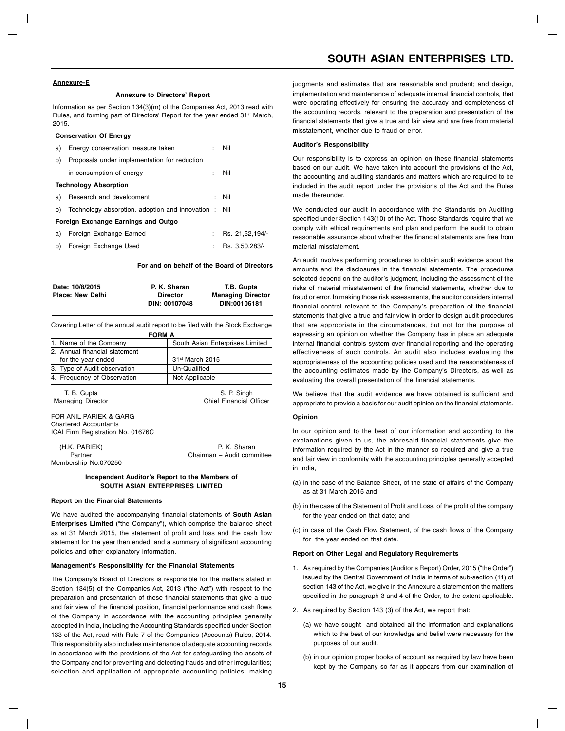## Annexure-E

### Annexure to Directors' Report

Information as per Section 134(3)(m) of the Companies Act, 2013 read with Rules, and forming part of Directors' Report for the year ended 31st March, 2015.

**Conservation Of Energy**

| | | | |
|---|---|---|---|
| a) | Energy conservation measure taken | : | Nil |
| b) | Proposals under implementation for reduction in consumption of energy | : | Nil |

**Technology Absorption**

| | | | |
|---|---|---|---|
| a) | Research and development | : | Nil |
| b) | Technology absorption, adoption and innovation | : | Nil |

**Foreign Exchange Earnings and Outgo**

| | | | |
|---|---|---|---|
| a) | Foreign Exchange Earned | : | Rs. 21,62,194/- |
| b) | Foreign Exchange Used | : | Rs. 3,50,283/- |

**For and on behalf of the Board of Directors**

| | | |
|---|---|---|
| **Date: 10/8/2015** | **P. K. Sharan** | **T.B. Gupta** |
| **Place: New Delhi** | **Director** | **Managing Director** |
| | **DIN: 00107048** | **DIN:00106181** |

Covering Letter of the annual audit report to be filed with the Stock Exchange

**FORM A**

| | | |
|---|---|---|
| 1. | Name of the Company | South Asian Enterprises Limited |
| 2. | Annual financial statement for the year ended | 31st March 2015 |
| 3. | Type of Audit observation | Un-Qualified |
| 4. | Frequency of Observation | Not Applicable |

T. B. Gupta
Managing Director

S. P. Singh
Chief Financial Officer

FOR ANIL PARIEK & GARG
Chartered Accountants
ICAI Firm Registration No. 01676C

(H.K. PARIEK)
Partner
Membership No.070250

P. K. Sharan
Chairman – Audit committee

### Independent Auditor's Report to the Members of SOUTH ASIAN ENTERPRISES LIMITED

**Report on the Financial Statements**

We have audited the accompanying financial statements of **South Asian Enterprises Limited** ("the Company"), which comprise the balance sheet as at 31 March 2015, the statement of profit and loss and the cash flow statement for the year then ended, and a summary of significant accounting policies and other explanatory information.

**Management's Responsibility for the Financial Statements**

The Company's Board of Directors is responsible for the matters stated in Section 134(5) of the Companies Act, 2013 ("the Act") with respect to the preparation and presentation of these financial statements that give a true and fair view of the financial position, financial performance and cash flows of the Company in accordance with the accounting principles generally accepted in India, including the Accounting Standards specified under Section 133 of the Act, read with Rule 7 of the Companies (Accounts) Rules, 2014. This responsibility also includes maintenance of adequate accounting records in accordance with the provisions of the Act for safeguarding the assets of the Company and for preventing and detecting frauds and other irregularities; selection and application of appropriate accounting policies; making judgments and estimates that are reasonable and prudent; and design, implementation and maintenance of adequate internal financial controls, that were operating effectively for ensuring the accuracy and completeness of the accounting records, relevant to the preparation and presentation of the financial statements that give a true and fair view and are free from material misstatement, whether due to fraud or error.

**Auditor's Responsibility**

Our responsibility is to express an opinion on these financial statements based on our audit. We have taken into account the provisions of the Act, the accounting and auditing standards and matters which are required to be included in the audit report under the provisions of the Act and the Rules made thereunder.

We conducted our audit in accordance with the Standards on Auditing specified under Section 143(10) of the Act. Those Standards require that we comply with ethical requirements and plan and perform the audit to obtain reasonable assurance about whether the financial statements are free from material misstatement.

An audit involves performing procedures to obtain audit evidence about the amounts and the disclosures in the financial statements. The procedures selected depend on the auditor's judgment, including the assessment of the risks of material misstatement of the financial statements, whether due to fraud or error. In making those risk assessments, the auditor considers internal financial control relevant to the Company's preparation of the financial statements that give a true and fair view in order to design audit procedures that are appropriate in the circumstances, but not for the purpose of expressing an opinion on whether the Company has in place an adequate internal financial controls system over financial reporting and the operating effectiveness of such controls. An audit also includes evaluating the appropriateness of the accounting policies used and the reasonableness of the accounting estimates made by the Company's Directors, as well as evaluating the overall presentation of the financial statements.

We believe that the audit evidence we have obtained is sufficient and appropriate to provide a basis for our audit opinion on the financial statements.

**Opinion**

In our opinion and to the best of our information and according to the explanations given to us, the aforesaid financial statements give the information required by the Act in the manner so required and give a true and fair view in conformity with the accounting principles generally accepted in India,

(a) in the case of the Balance Sheet, of the state of affairs of the Company as at 31 March 2015 and

(b) in the case of the Statement of Profit and Loss, of the profit of the company for the year ended on that date; and

(c) in case of the Cash Flow Statement, of the cash flows of the Company for the year ended on that date.

**Report on Other Legal and Regulatory Requirements**

1. As required by the Companies (Auditor's Report) Order, 2015 ("the Order") issued by the Central Government of India in terms of sub-section (11) of section 143 of the Act, we give in the Annexure a statement on the matters specified in the paragraph 3 and 4 of the Order, to the extent applicable.

2. As required by Section 143 (3) of the Act, we report that:

   (a) we have sought and obtained all the information and explanations which to the best of our knowledge and belief were necessary for the purposes of our audit.

   (b) in our opinion proper books of account as required by law have been kept by the Company so far as it appears from our examination of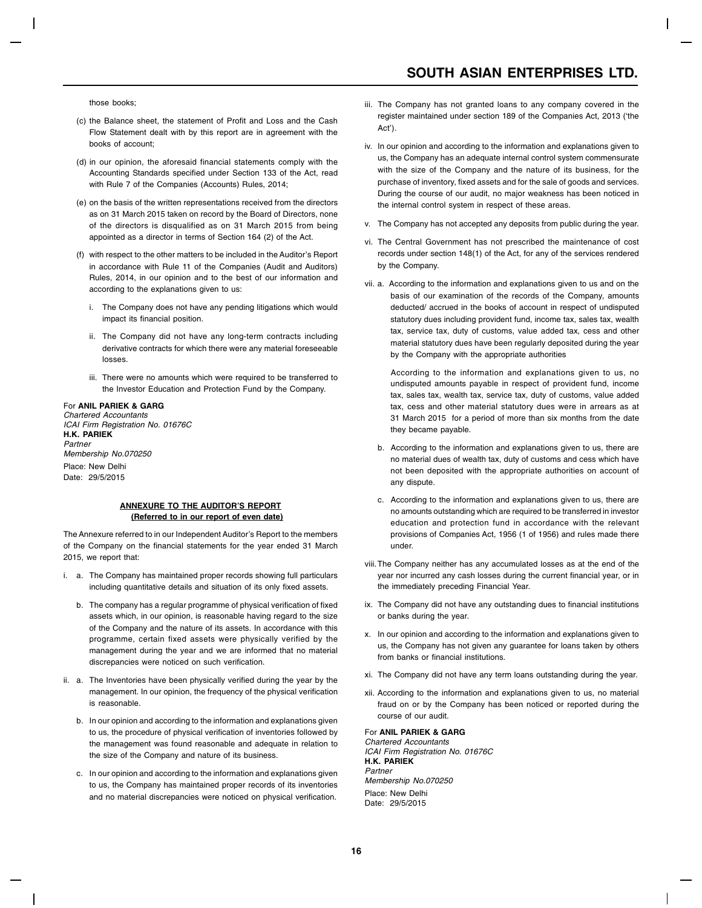those books;

(c) the Balance sheet, the statement of Profit and Loss and the Cash Flow Statement dealt with by this report are in agreement with the books of account;

(d) in our opinion, the aforesaid financial statements comply with the Accounting Standards specified under Section 133 of the Act, read with Rule 7 of the Companies (Accounts) Rules, 2014;

(e) on the basis of the written representations received from the directors as on 31 March 2015 taken on record by the Board of Directors, none of the directors is disqualified as on 31 March 2015 from being appointed as a director in terms of Section 164 (2) of the Act.

(f) with respect to the other matters to be included in the Auditor's Report in accordance with Rule 11 of the Companies (Audit and Auditors) Rules, 2014, in our opinion and to the best of our information and according to the explanations given to us:

   i. The Company does not have any pending litigations which would impact its financial position.

   ii. The Company did not have any long-term contracts including derivative contracts for which there were any material foreseeable losses.

   iii. There were no amounts which were required to be transferred to the Investor Education and Protection Fund by the Company.

For **ANIL PARIEK & GARG**
*Chartered Accountants*
*ICAI Firm Registration No. 01676C*
**H.K. PARIEK**
*Partner*
*Membership No.070250*
Place: New Delhi
Date: 29/5/2015

## ANNEXURE TO THE AUDITOR'S REPORT

**(Referred to in our report of even date)**

The Annexure referred to in our Independent Auditor's Report to the members of the Company on the financial statements for the year ended 31 March 2015, we report that:

i. a. The Company has maintained proper records showing full particulars including quantitative details and situation of its only fixed assets.

   b. The company has a regular programme of physical verification of fixed assets which, in our opinion, is reasonable having regard to the size of the Company and the nature of its assets. In accordance with this programme, certain fixed assets were physically verified by the management during the year and we are informed that no material discrepancies were noticed on such verification.

ii. a. The Inventories have been physically verified during the year by the management. In our opinion, the frequency of the physical verification is reasonable.

   b. In our opinion and according to the information and explanations given to us, the procedure of physical verification of inventories followed by the management was found reasonable and adequate in relation to the size of the Company and nature of its business.

   c. In our opinion and according to the information and explanations given to us, the Company has maintained proper records of its inventories and no material discrepancies were noticed on physical verification.

iii. The Company has not granted loans to any company covered in the register maintained under section 189 of the Companies Act, 2013 ('the Act').

iv. In our opinion and according to the information and explanations given to us, the Company has an adequate internal control system commensurate with the size of the Company and the nature of its business, for the purchase of inventory, fixed assets and for the sale of goods and services. During the course of our audit, no major weakness has been noticed in the internal control system in respect of these areas.

v. The Company has not accepted any deposits from public during the year.

vi. The Central Government has not prescribed the maintenance of cost records under section 148(1) of the Act, for any of the services rendered by the Company.

vii. a. According to the information and explanations given to us and on the basis of our examination of the records of the Company, amounts deducted/ accrued in the books of account in respect of undisputed statutory dues including provident fund, income tax, sales tax, wealth tax, service tax, duty of customs, value added tax, cess and other material statutory dues have been regularly deposited during the year by the Company with the appropriate authorities

   According to the information and explanations given to us, no undisputed amounts payable in respect of provident fund, income tax, sales tax, wealth tax, service tax, duty of customs, value added tax, cess and other material statutory dues were in arrears as at 31 March 2015 for a period of more than six months from the date they became payable.

   b. According to the information and explanations given to us, there are no material dues of wealth tax, duty of customs and cess which have not been deposited with the appropriate authorities on account of any dispute.

   c. According to the information and explanations given to us, there are no amounts outstanding which are required to be transferred in investor education and protection fund in accordance with the relevant provisions of Companies Act, 1956 (1 of 1956) and rules made there under.

viii. The Company neither has any accumulated losses as at the end of the year nor incurred any cash losses during the current financial year, or in the immediately preceding Financial Year.

ix. The Company did not have any outstanding dues to financial institutions or banks during the year.

x. In our opinion and according to the information and explanations given to us, the Company has not given any guarantee for loans taken by others from banks or financial institutions.

xi. The Company did not have any term loans outstanding during the year.

xii. According to the information and explanations given to us, no material fraud on or by the Company has been noticed or reported during the course of our audit.

For **ANIL PARIEK & GARG**
*Chartered Accountants*
*ICAI Firm Registration No. 01676C*
**H.K. PARIEK**
*Partner*
*Membership No.070250*
Place: New Delhi
Date: 29/5/2015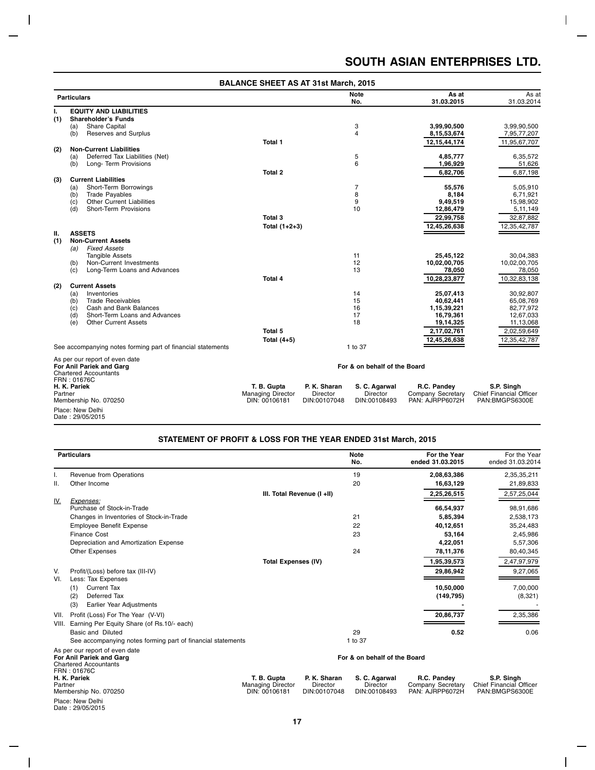# SOUTH ASIAN ENTERPRISES LTD.

## BALANCE SHEET AS AT 31st March, 2015

| Particulars | | Note No. | As at 31.03.2015 | As at 31.03.2014 |
|---|---|---|---|---|
| **I. EQUITY AND LIABILITIES** | | | | |
| **(1) Shareholder's Funds** | | | | |
| (a) Share Capital | | 3 | **3,99,90,500** | 3,99,90,500 |
| (b) Reserves and Surplus | | 4 | **8,15,53,674** | 7,95,77,207 |
| | Total 1 | | **12,15,44,174** | 11,95,67,707 |
| **(2) Non-Current Liabilities** | | | | |
| (a) Deferred Tax Liabilities (Net) | | 5 | **4,85,777** | 6,35,572 |
| (b) Long- Term Provisions | | 6 | **1,96,929** | 51,626 |
| | Total 2 | | **6,82,706** | 6,87,198 |
| **(3) Current Liabilities** | | | | |
| (a) Short-Term Borrowings | | 7 | **55,576** | 5,05,910 |
| (b) Trade Payables | | 8 | **8,184** | 6,71,921 |
| (c) Other Current Liabilities | | 9 | **9,49,519** | 15,98,902 |
| (d) Short-Term Provisions | | 10 | **12,86,479** | 5,11,149 |
| | Total 3 | | **22,99,758** | 32,87,882 |
| | Total (1+2+3) | | **12,45,26,638** | 12,35,42,787 |
| **II. ASSETS** | | | | |
| **(1) Non-Current Assets** | | | | |
| (a) *Fixed Assets* | | | | |
| Tangible Assets | | 11 | **25,45,122** | 30,04,383 |
| (b) Non-Current Investments | | 12 | **10,02,00,705** | 10,02,00,705 |
| (c) Long-Term Loans and Advances | | 13 | **78,050** | 78,050 |
| | Total 4 | | **10,28,23,877** | 10,32,83,138 |
| **(2) Current Assets** | | | | |
| (a) Inventories | | 14 | **25,07,413** | 30,92,807 |
| (b) Trade Receivables | | 15 | **40,62,441** | 65,08,769 |
| (c) Cash and Bank Balances | | 16 | **1,15,39,221** | 82,77,972 |
| (d) Short-Term Loans and Advances | | 17 | **16,79,361** | 12,67,033 |
| (e) Other Current Assets | | 18 | **19,14,325** | 11,13,068 |
| | Total 5 | | **2,17,02,761** | 2,02,59,649 |
| | Total (4+5) | | **12,45,26,638** | 12,35,42,787 |
| See accompanying notes forming part of financial statements | | 1 to 37 | | |

As per our report of even date
**For Anil Pariek and Garg**
Chartered Accountants
FRN : 01676C
**H. K. Pariek**
Partner
Membership No. 070250

Place: New Delhi
Date : 29/05/2015

**For & on behalf of the Board**

| **T. B. Gupta** | **P. K. Sharan** | **S. C. Agarwal** | **R.C. Pandey** | **S.P. Singh** |
|---|---|---|---|---|
| Managing Director | Director | Director | Company Secretary | Chief Financial Officer |
| DIN: 00106181 | DIN:00107048 | DIN:00108493 | PAN: AJRPP6072H | PAN:BMGPS6300E |

## STATEMENT OF PROFIT & LOSS FOR THE YEAR ENDED 31st March, 2015

| Particulars | | Note No. | For the Year ended 31.03.2015 | For the Year ended 31.03.2014 |
|---|---|---|---|---|
| I. Revenue from Operations | | 19 | **2,08,63,386** | 2,35,35,211 |
| II. Other Income | | 20 | **16,63,129** | 21,89,833 |
| | III. Total Revenue (I +II) | | **2,25,26,515** | 2,57,25,044 |
| IV. *Expenses:* | | | | |
| Purchase of Stock-in-Trade | | | **66,54,937** | 98,91,686 |
| Changes in Inventories of Stock-in-Trade | | 21 | **5,85,394** | 2,538,173 |
| Employee Benefit Expense | | 22 | **40,12,651** | 35,24,483 |
| Finance Cost | | 23 | **53,164** | 2,45,986 |
| Depreciation and Amortization Expense | | | **4,22,051** | 5,57,306 |
| Other Expenses | | 24 | **78,11,376** | 80,40,345 |
| | Total Expenses (IV) | | **1,95,39,573** | 2,47,97,979 |
| V. Profit/(Loss) before tax (III-IV) | | | **29,86,942** | 9,27,065 |
| VI. Less: Tax Expenses | | | | |
| (1) Current Tax | | | **10,50,000** | 7,00,000 |
| (2) Deferred Tax | | | **(149,795)** | (8,321) |
| (3) Earlier Year Adjustments | | | **-** | - |
| VII. Profit (Loss) For The Year (V-VI) | | | **20,86,737** | 2,35,386 |
| VIII. Earning Per Equity Share (of Rs.10/- each) | | | | |
| Basic and Diluted | | 29 | **0.52** | 0.06 |
| See accompanying notes forming part of financial statements | | 1 to 37 | | |

As per our report of even date
**For Anil Pariek and Garg**
Chartered Accountants
FRN : 01676C
**H. K. Pariek**
Partner
Membership No. 070250

Place: New Delhi
Date : 29/05/2015

**For & on behalf of the Board**

| **T. B. Gupta** | **P. K. Sharan** | **S. C. Agarwal** | **R.C. Pandey** | **S.P. Singh** |
|---|---|---|---|---|
| Managing Director | Director | Director | Company Secretary | Chief Financial Officer |
| DIN: 00106181 | DIN:00107048 | DIN:00108493 | PAN: AJRPP6072H | PAN:BMGPS6300E |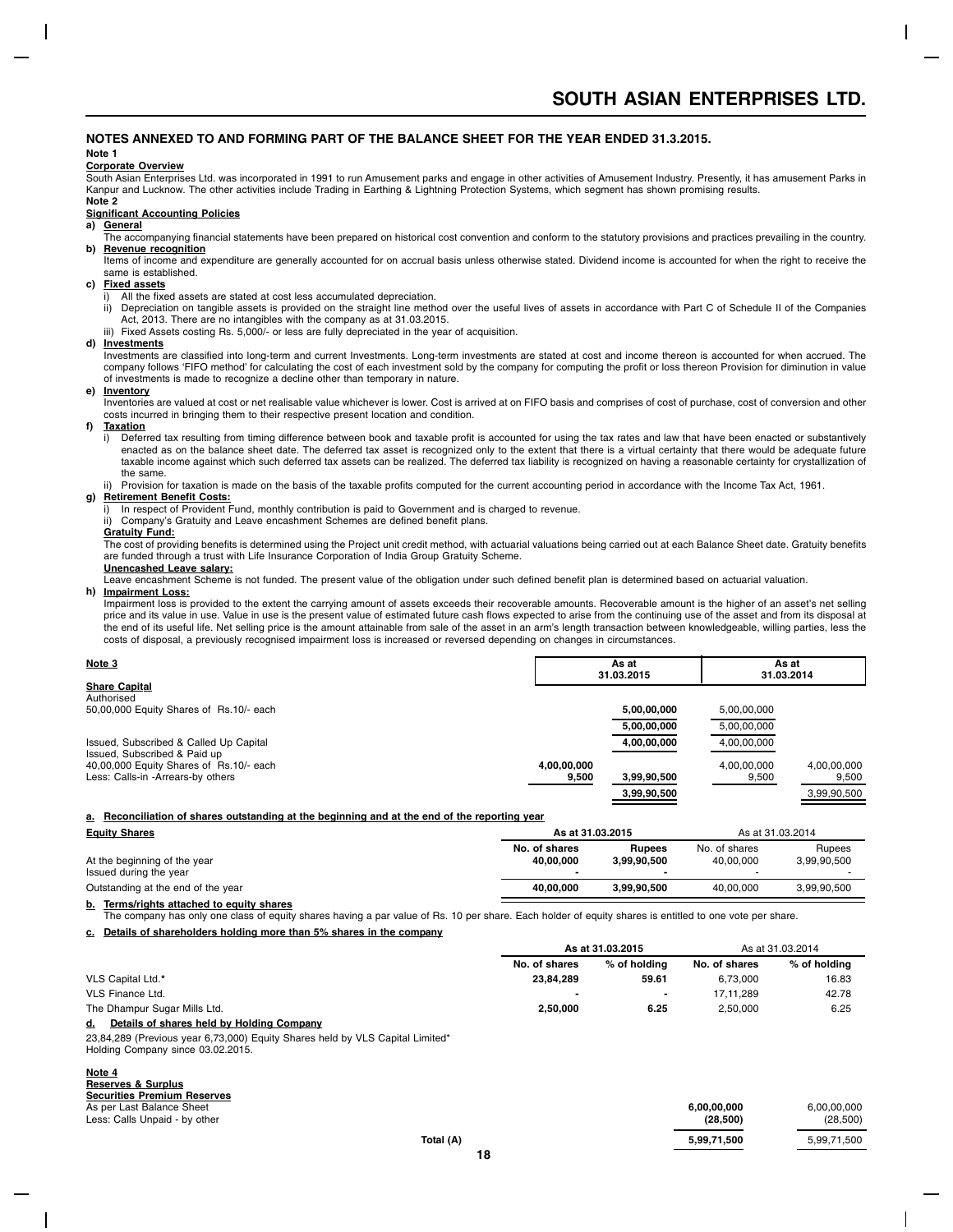## NOTES ANNEXED TO AND FORMING PART OF THE BALANCE SHEET FOR THE YEAR ENDED 31.3.2015.

**Note 1**

**Corporate Overview**

South Asian Enterprises Ltd. was incorporated in 1991 to run Amusement parks and engage in other activities of Amusement Industry. Presently, it has amusement Parks in Kanpur and Lucknow. The other activities include Trading in Earthing & Lightning Protection Systems, which segment has shown promising results.

**Note 2**

**Significant Accounting Policies**

**a) General**

The accompanying financial statements have been prepared on historical cost convention and conform to the statutory provisions and practices prevailing in the country.

**b) Revenue recognition**

Items of income and expenditure are generally accounted for on accrual basis unless otherwise stated. Dividend income is accounted for when the right to receive the same is established.

**c) Fixed assets**

i) All the fixed assets are stated at cost less accumulated depreciation.

ii) Depreciation on tangible assets is provided on the straight line method over the useful lives of assets in accordance with Part C of Schedule II of the Companies Act, 2013. There are no intangibles with the company as at 31.03.2015.

iii) Fixed Assets costing Rs. 5,000/- or less are fully depreciated in the year of acquisition.

**d) Investments**

Investments are classified into long-term and current Investments. Long-term investments are stated at cost and income thereon is accounted for when accrued. The company follows 'FIFO method' for calculating the cost of each investment sold by the company for computing the profit or loss thereon Provision for diminution in value of investments is made to recognize a decline other than temporary in nature.

**e) Inventory**

Inventories are valued at cost or net realisable value whichever is lower. Cost is arrived at on FIFO basis and comprises of cost of purchase, cost of conversion and other costs incurred in bringing them to their respective present location and condition.

**f) Taxation**

i) Deferred tax resulting from timing difference between book and taxable profit is accounted for using the tax rates and law that have been enacted or substantively enacted as on the balance sheet date. The deferred tax asset is recognized only to the extent that there is a virtual certainty that there would be adequate future taxable income against which such deferred tax assets can be realized. The deferred tax liability is recognized on having a reasonable certainty for crystallization of the same.

ii) Provision for taxation is made on the basis of the taxable profits computed for the current accounting period in accordance with the Income Tax Act, 1961.

**g) Retirement Benefit Costs:**

i) In respect of Provident Fund, monthly contribution is paid to Government and is charged to revenue.

ii) Company's Gratuity and Leave encashment Schemes are defined benefit plans.

**Gratuity Fund:**

The cost of providing benefits is determined using the Project unit credit method, with actuarial valuations being carried out at each Balance Sheet date. Gratuity benefits are funded through a trust with Life Insurance Corporation of India Group Gratuity Scheme.

**Unencashed Leave salary:**

Leave encashment Scheme is not funded. The present value of the obligation under such defined benefit plan is determined based on actuarial valuation.

**h) Impairment Loss:**

Impairment loss is provided to the extent the carrying amount of assets exceeds their recoverable amounts. Recoverable amount is the higher of an asset's net selling price and its value in use. Value in use is the present value of estimated future cash flows expected to arise from the continuing use of the asset and from its disposal at the end of its useful life. Net selling price is the amount attainable from sale of the asset in an arm's length transaction between knowledgeable, willing parties, less the costs of disposal, a previously recognised impairment loss is increased or reversed depending on changes in circumstances.

**Note 3**

| | As at 31.03.2015 | | As at 31.03.2014 | |
|---|---|---|---|---|
| **Share Capital** | | | | |
| Authorised | | | | |
| 50,00,000 Equity Shares of Rs.10/- each | | **5,00,00,000** | 5,00,00,000 | |
| | | **5,00,00,000** | 5,00,00,000 | |
| Issued, Subscribed & Called Up Capital | | **4,00,00,000** | 4,00,00,000 | |
| Issued, Subscribed & Paid up | | | | |
| 40,00,000 Equity Shares of Rs.10/- each | **4,00,00,000** | | 4,00,00,000 | 4,00,00,000 |
| Less: Calls-in -Arrears-by others | **9,500** | **3,99,90,500** | 9,500 | 9,500 |
| | | **3,99,90,500** | | 3,99,90,500 |

**a. Reconciliation of shares outstanding at the beginning and at the end of the reporting year**

| **Equity Shares** | As at 31.03.2015 | | As at 31.03.2014 | |
|---|---|---|---|---|
| | **No. of shares** | **Rupees** | No. of shares | Rupees |
| At the beginning of the year | **40,00,000** | **3,99,90,500** | 40,00,000 | 3,99,90,500 |
| Issued during the year | **-** | **-** | - | - |
| Outstanding at the end of the year | **40,00,000** | **3,99,90,500** | 40,00,000 | 3,99,90,500 |

**b. Terms/rights attached to equity shares**

The company has only one class of equity shares having a par value of Rs. 10 per share. Each holder of equity shares is entitled to one vote per share.

**c. Details of shareholders holding more than 5% shares in the company**

| | As at 31.03.2015 | | As at 31.03.2014 | |
|---|---|---|---|---|
| | **No. of shares** | **% of holding** | **No. of shares** | **% of holding** |
| VLS Capital Ltd.* | **23,84,289** | **59.61** | 6,73,000 | 16.83 |
| VLS Finance Ltd. | **-** | **-** | 17,11,289 | 42.78 |
| The Dhampur Sugar Mills Ltd. | **2,50,000** | **6.25** | 2,50,000 | 6.25 |

**d. Details of shares held by Holding Company**

23,84,289 (Previous year 6,73,000) Equity Shares held by VLS Capital Limited* Holding Company since 03.02.2015.

**Note 4**

| **Reserves & Surplus** | As at 31.03.2015 | As at 31.03.2014 |
|---|---|---|
| **Securities Premium Reserves** | | |
| As per Last Balance Sheet | **6,00,00,000** | 6,00,00,000 |
| Less: Calls Unpaid - by other | **(28,500)** | (28,500) |
| Total (A) | **5,99,71,500** | 5,99,71,500 |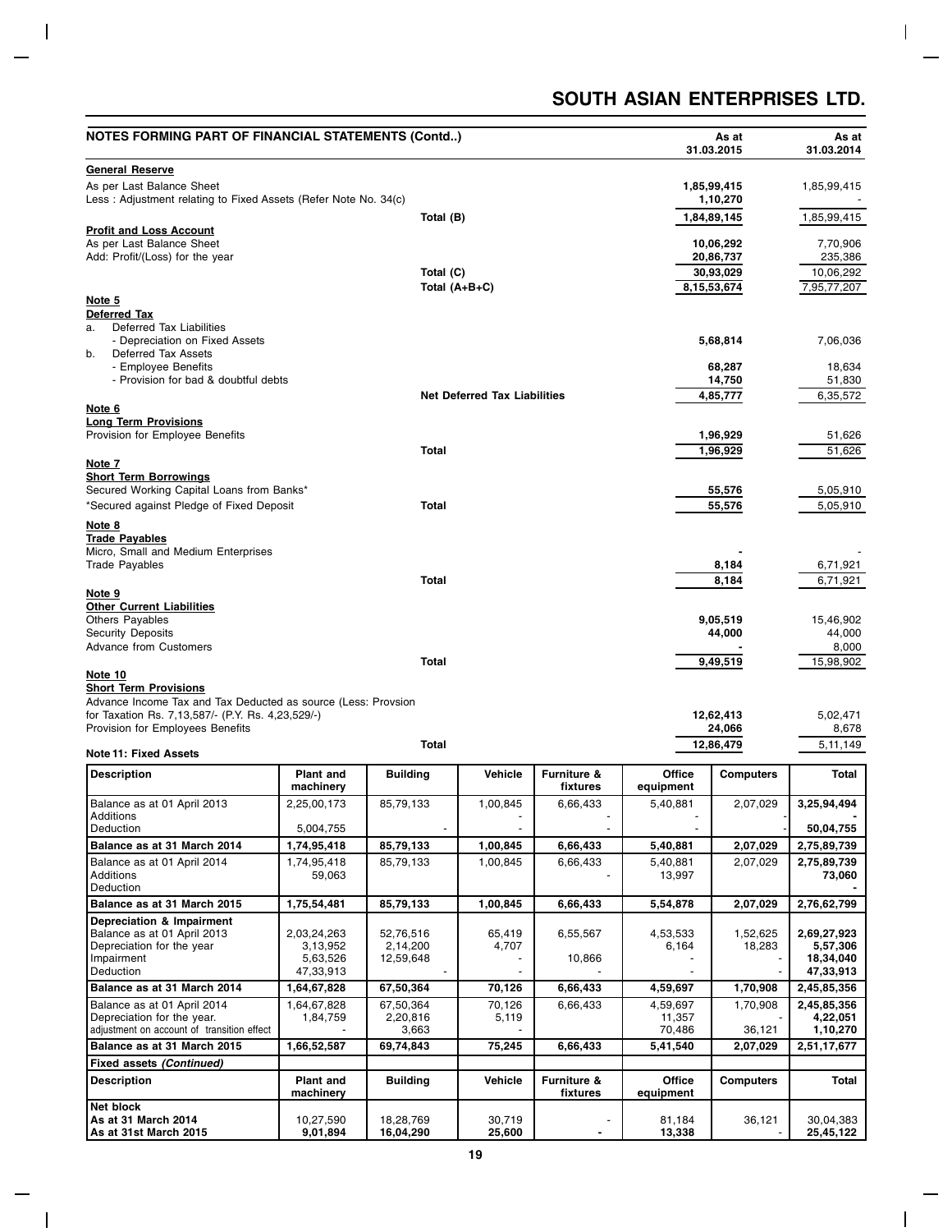## NOTES FORMING PART OF FINANCIAL STATEMENTS (Contd..)

| | | As at 31.03.2015 | As at 31.03.2014 |
|---|---|---|---|
| **General Reserve** | | | |
| As per Last Balance Sheet | | **1,85,99,415** | 1,85,99,415 |
| Less : Adjustment relating to Fixed Assets (Refer Note No. 34(c) | | **1,10,270** | - |
| | Total (B) | **1,84,89,145** | 1,85,99,415 |
| **Profit and Loss Account** | | | |
| As per Last Balance Sheet | | **10,06,292** | 7,70,906 |
| Add: Profit/(Loss) for the year | | **20,86,737** | 235,386 |
| | Total (C) | **30,93,029** | 10,06,292 |
| | Total (A+B+C) | **8,15,53,674** | 7,95,77,207 |
| **Note 5** | | | |
| **Deferred Tax** | | | |
| a. Deferred Tax Liabilities | | | |
| - Depreciation on Fixed Assets | | **5,68,814** | 7,06,036 |
| b. Deferred Tax Assets | | | |
| - Employee Benefits | | **68,287** | 18,634 |
| - Provision for bad & doubtful debts | | **14,750** | 51,830 |
| | Net Deferred Tax Liabilities | **4,85,777** | 6,35,572 |
| **Note 6** | | | |
| **Long Term Provisions** | | | |
| Provision for Employee Benefits | | **1,96,929** | 51,626 |
| | Total | **1,96,929** | 51,626 |
| **Note 7** | | | |
| **Short Term Borrowings** | | | |
| Secured Working Capital Loans from Banks* | | **55,576** | 5,05,910 |
| *Secured against Pledge of Fixed Deposit | Total | **55,576** | 5,05,910 |
| **Note 8** | | | |
| **Trade Payables** | | | |
| Micro, Small and Medium Enterprises | | **-** | - |
| Trade Payables | | **8,184** | 6,71,921 |
| | Total | **8,184** | 6,71,921 |
| **Note 9** | | | |
| **Other Current Liabilities** | | | |
| Others Payables | | **9,05,519** | 15,46,902 |
| Security Deposits | | **44,000** | 44,000 |
| Advance from Customers | | **-** | 8,000 |
| | Total | **9,49,519** | 15,98,902 |
| **Note 10** | | | |
| **Short Term Provisions** | | | |
| Advance Income Tax and Tax Deducted as source (Less: Provsion for Taxation Rs. 7,13,587/- (P.Y. Rs. 4,23,529/-) | | **12,62,413** | 5,02,471 |
| Provision for Employees Benefits | | **24,066** | 8,678 |
| | Total | **12,86,479** | 5,11,149 |

**Note 11: Fixed Assets**

| Description | Plant and machinery | Building | Vehicle | Furniture & fixtures | Office equipment | Computers | Total |
|---|---|---|---|---|---|---|---|
| Balance as at 01 April 2013 | 2,25,00,173 | 85,79,133 | 1,00,845 | 6,66,433 | 5,40,881 | 2,07,029 | **3,25,94,494** |
| Additions | | | - | - | - | | **-** |
| Deduction | 5,004,755 | - | - | - | - | - | **50,04,755** |
| **Balance as at 31 March 2014** | **1,74,95,418** | **85,79,133** | **1,00,845** | **6,66,433** | **5,40,881** | **2,07,029** | **2,75,89,739** |
| Balance as at 01 April 2014 | 1,74,95,418 | 85,79,133 | 1,00,845 | 6,66,433 | 5,40,881 | 2,07,029 | **2,75,89,739** |
| Additions | 59,063 | | | - | 13,997 | | **73,060** |
| Deduction | | | | | | | **-** |
| **Balance as at 31 March 2015** | **1,75,54,481** | **85,79,133** | **1,00,845** | **6,66,433** | **5,54,878** | **2,07,029** | **2,76,62,799** |
| **Depreciation & Impairment** | | | | | | | |
| Balance as at 01 April 2013 | 2,03,24,263 | 52,76,516 | 65,419 | 6,55,567 | 4,53,533 | 1,52,625 | **2,69,27,923** |
| Depreciation for the year | 3,13,952 | 2,14,200 | 4,707 | | 6,164 | 18,283 | **5,57,306** |
| Impairment | 5,63,526 | 12,59,648 | - | 10,866 | - | - | **18,34,040** |
| Deduction | 47,33,913 | - | - | - | - | - | **47,33,913** |
| **Balance as at 31 March 2014** | **1,64,67,828** | **67,50,364** | **70,126** | **6,66,433** | **4,59,697** | **1,70,908** | **2,45,85,356** |
| Balance as at 01 April 2014 | 1,64,67,828 | 67,50,364 | 70,126 | 6,66,433 | 4,59,697 | 1,70,908 | **2,45,85,356** |
| Depreciation for the year. | 1,84,759 | 2,20,816 | 5,119 | | 11,357 | - | **4,22,051** |
| adjustment on account of transition effect | - | 3,663 | - | | 70,486 | 36,121 | **1,10,270** |
| **Balance as at 31 March 2015** | **1,66,52,587** | **69,74,843** | **75,245** | **6,66,433** | **5,41,540** | **2,07,029** | **2,51,17,677** |
| **Fixed assets *(Continued)*** | | | | | | | |
| **Description** | **Plant and machinery** | **Building** | **Vehicle** | **Furniture & fixtures** | **Office equipment** | **Computers** | **Total** |
| **Net block** | | | | | | | |
| **As at 31 March 2014** | 10,27,590 | 18,28,769 | 30,719 | - | 81,184 | 36,121 | 30,04,383 |
| **As at 31st March 2015** | **9,01,894** | **16,04,290** | **25,600** | **-** | **13,338** | - | **25,45,122** |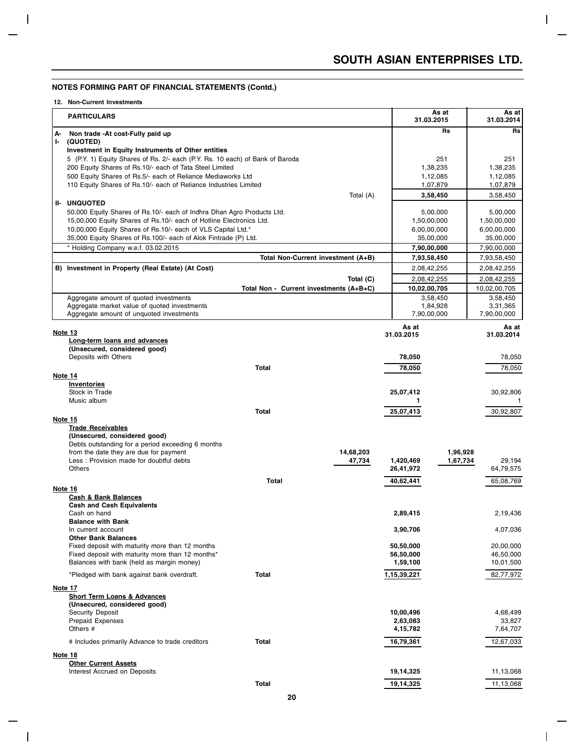## NOTES FORMING PART OF FINANCIAL STATEMENTS (Contd.)

### 12. Non-Current Investments

| PARTICULARS | As at 31.03.2015 | As at 31.03.2014 |
|---|---|---|
| **A- Non trade -At cost-Fully paid up** | **Rs** | **Rs** |
| **I- (QUOTED)** | | |
| **Investment in Equity Instruments of Other entities** | | |
| 5 (P.Y. 1) Equity Shares of Rs. 2/- each (P.Y. Rs. 10 each) of Bank of Baroda | 251 | 251 |
| 200 Equity Shares of Rs.10/- each of Tata Steel Limited | 1,38,235 | 1,38,235 |
| 500 Equity Shares of Rs.5/- each of Reliance Mediaworks Ltd | 1,12,085 | 1,12,085 |
| 110 Equity Shares of Rs.10/- each of Reliance Industries Limited | 1,07,879 | 1,07,879 |
| Total (A) | **3,58,450** | 3,58,450 |
| **II- UNQUOTED** | | |
| 50,000 Equity Shares of Rs.10/- each of Indhra Dhan Agro Products Ltd. | 5,00,000 | 5,00,000 |
| 15,00,000 Equity Shares of Rs.10/- each of Hotline Electronics Ltd. | 1,50,00,000 | 1,50,00,000 |
| 10,00,000 Equity Shares of Rs.10/- each of VLS Capital Ltd.* | 6,00,00,000 | 6,00,00,000 |
| 35,000 Equity Shares of Rs.100/- each of Alok Fintrade (P) Ltd. | 35,00,000 | 35,00,000 |
| * Holding Company w.e.f. 03.02.2015 | **7,90,00,000** | 7,90,00,000 |
| **Total Non-Current investment (A+B)** | **7,93,58,450** | 7,93,58,450 |
| **B) Investment in Property (Real Estate) (At Cost)** | 2,08,42,255 | 2,08,42,255 |
| **Total (C)** | 2,08,42,255 | 2,08,42,255 |
| **Total Non - Current investments (A+B+C)** | **10,02,00,705** | 10,02,00,705 |
| Aggregate amount of quoted investments | 3,58,450 | 3,58,450 |
| Aggregate market value of quoted investments | 1,84,928 | 3,31,365 |
| Aggregate amount of unquoted investments | 7,90,00,000 | 7,90,00,000 |

| | | As at 31.03.2015 | | As at 31.03.2014 |
|---|---|---|---|---|
| **Note 13** | | | | |
| **Long-term loans and advances** | | | | |
| **(Unsecured, considered good)** | | | | |
| Deposits with Others | | **78,050** | | 78,050 |
| **Total** | | **78,050** | | 78,050 |
| **Note 14** | | | | |
| **Inventories** | | | | |
| Stock in Trade | | **25,07,412** | | 30,92,806 |
| Music album | | **1** | | 1 |
| **Total** | | **25,07,413** | | 30,92,807 |
| **Note 15** | | | | |
| **Trade Receivables** | | | | |
| **(Unsecured, considered good)** | | | | |
| Debts outstanding for a period exceeding 6 months from the date they are due for payment | **14,68,203** | | **1,96,928** | |
| Less : Provision made for doubtful debts | **47,734** | **1,420,469** | **1,67,734** | 29,194 |
| Others | | **26,41,972** | | 64,79,575 |
| **Total** | | **40,62,441** | | 65,08,769 |
| **Note 16** | | | | |
| **Cash & Bank Balances** | | | | |
| **Cash and Cash Equivalents** | | | | |
| Cash on hand | | **2,89,415** | | 2,19,436 |
| **Balance with Bank** | | | | |
| In current account | | **3,90,706** | | 4,07,036 |
| **Other Bank Balances** | | | | |
| Fixed deposit with maturity more than 12 months | | **50,50,000** | | 20,00,000 |
| Fixed deposit with maturity more than 12 months* | | **56,50,000** | | 46,50,000 |
| Balances with bank (held as margin money) | | **1,59,100** | | 10,01,500 |
| *Pledged with bank against bank overdraft. **Total** | | **1,15,39,221** | | 82,77,972 |
| **Note 17** | | | | |
| **Short Term Loans & Advances** | | | | |
| **(Unsecured, considered good)** | | | | |
| Security Deposit | | **10,00,496** | | 4,68,499 |
| Prepaid Expenses | | **2,63,083** | | 33,827 |
| Others # | | **4,15,782** | | 7,64,707 |
| # Includes primarily Advance to trade creditors **Total** | | **16,79,361** | | 12,67,033 |
| **Note 18** | | | | |
| **Other Current Assets** | | | | |
| Interest Accrued on Deposits | | **19,14,325** | | 11,13,068 |
| **Total** | | **19,14,325** | | 11,13,068 |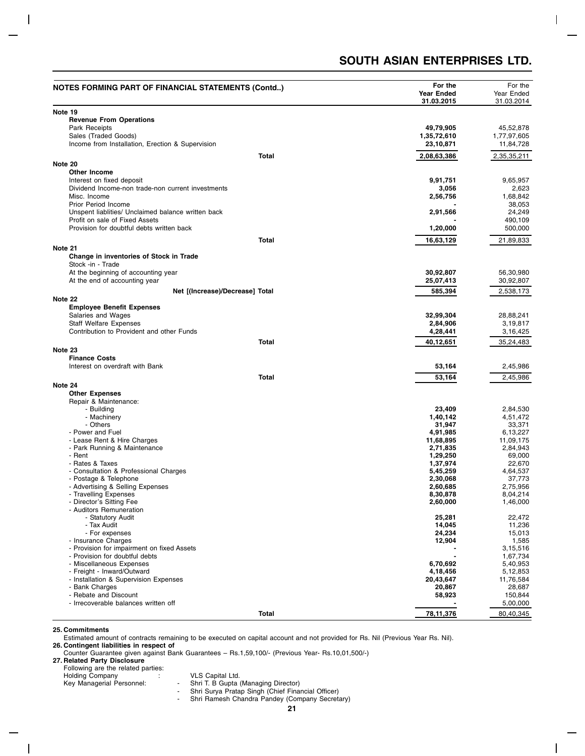# SOUTH ASIAN ENTERPRISES LTD.

| NOTES FORMING PART OF FINANCIAL STATEMENTS (Contd..) | For the Year Ended 31.03.2015 | For the Year Ended 31.03.2014 |
|---|---|---|
| **Note 19** | | |
| **Revenue From Operations** | | |
| Park Receipts | **49,79,905** | 45,52,878 |
| Sales (Traded Goods) | **1,35,72,610** | 1,77,97,605 |
| Income from Installation, Erection & Supervision | **23,10,871** | 11,84,728 |
| **Total** | **2,08,63,386** | 2,35,35,211 |
| **Note 20** | | |
| **Other Income** | | |
| Interest on fixed deposit | **9,91,751** | 9,65,957 |
| Dividend Income-non trade-non current investments | **3,056** | 2,623 |
| Misc. Income | **2,56,756** | 1,68,842 |
| Prior Period Income | **-** | 38,053 |
| Unspent liablities/ Unclaimed balance written back | **2,91,566** | 24,249 |
| Profit on sale of Fixed Assets | **-** | 490,109 |
| Provision for doubtful debts written back | **1,20,000** | 500,000 |
| **Total** | **16,63,129** | 21,89,833 |
| **Note 21** | | |
| **Change in inventories of Stock in Trade** | | |
| Stock -in - Trade | | |
| At the beginning of accounting year | **30,92,807** | 56,30,980 |
| At the end of accounting year | **25,07,413** | 30,92,807 |
| **Net [(Increase)/Decrease] Total** | **585,394** | 2,538,173 |
| **Note 22** | | |
| **Employee Benefit Expenses** | | |
| Salaries and Wages | **32,99,304** | 28,88,241 |
| Staff Welfare Expenses | **2,84,906** | 3,19,817 |
| Contribution to Provident and other Funds | **4,28,441** | 3,16,425 |
| **Total** | **40,12,651** | 35,24,483 |
| **Note 23** | | |
| **Finance Costs** | | |
| Interest on overdraft with Bank | **53,164** | 2,45,986 |
| **Total** | **53,164** | 2,45,986 |
| **Note 24** | | |
| **Other Expenses** | | |
| Repair & Maintenance: | | |
| - Building | **23,409** | 2,84,530 |
| - Machinery | **1,40,142** | 4,51,472 |
| - Others | **31,947** | 33,371 |
| - Power and Fuel | **4,91,985** | 6,13,227 |
| - Lease Rent & Hire Charges | **11,68,895** | 11,09,175 |
| - Park Running & Maintenance | **2,71,835** | 2,84,943 |
| - Rent | **1,29,250** | 69,000 |
| - Rates & Taxes | **1,37,974** | 22,670 |
| - Consultation & Professional Charges | **5,45,259** | 4,64,537 |
| - Postage & Telephone | **2,30,068** | 37,773 |
| - Advertising & Selling Expenses | **2,60,685** | 2,75,956 |
| - Travelling Expenses | **8,30,878** | 8,04,214 |
| - Director's Sitting Fee | **2,60,000** | 1,46,000 |
| - Auditors Remuneration | | |
| - Statutory Audit | **25,281** | 22,472 |
| - Tax Audit | **14,045** | 11,236 |
| - For expenses | **24,234** | 15,013 |
| - Insurance Charges | **12,904** | 1,585 |
| - Provision for impairment on fixed Assets | **-** | 3,15,516 |
| - Provision for doubtful debts | **-** | 1,67,734 |
| - Miscellaneous Expenses | **6,70,692** | 5,40,953 |
| - Freight - Inward/Outward | **4,18,456** | 5,12,853 |
| - Installation & Supervision Expenses | **20,43,647** | 11,76,584 |
| - Bank Charges | **20,867** | 28,687 |
| - Rebate and Discount | **58,923** | 150,844 |
| - Irrecoverable balances written off | **-** | 5,00,000 |
| **Total** | **78,11,376** | 80,40,345 |

**25. Commitments**

Estimated amount of contracts remaining to be executed on capital account and not provided for Rs. Nil (Previous Year Rs. Nil).

**26. Contingent liabilities in respect of**

Counter Guarantee given against Bank Guarantees – Rs.1,59,100/- (Previous Year- Rs.10,01,500/-)

**27. Related Party Disclosure**

Following are the related parties:

Holding Company : VLS Capital Ltd.

Key Managerial Personnel:
- Shri T. B Gupta (Managing Director)
- Shri Surya Pratap Singh (Chief Financial Officer)
- Shri Ramesh Chandra Pandey (Company Secretary)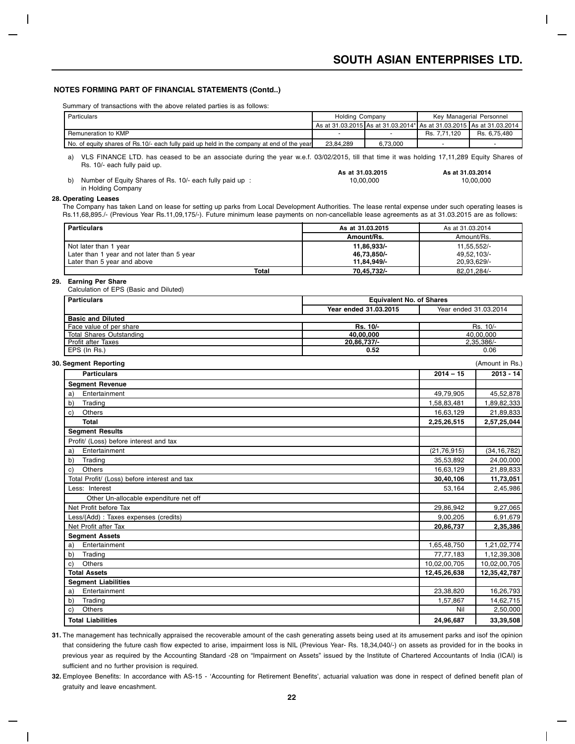## NOTES FORMING PART OF FINANCIAL STATEMENTS (Contd..)

Summary of transactions with the above related parties is as follows:

| Particulars | Holding Company | | Key Managerial Personnel | |
|---|---|---|---|---|
| | As at 31.03.2015 | As at 31.03.2014* | As at 31.03.2015 | As at 31.03.2014 |
| Remuneration to KMP | - | - | Rs. 7,71,120 | Rs. 6,75,480 |
| No. of equity shares of Rs.10/- each fully paid up held in the company at end of the year | 23,84,289 | 6,73,000 | - | - |

a) VLS FINANCE LTD. has ceased to be an associate during the year w.e.f. 03/02/2015, till that time it was holding 17,11,289 Equity Shares of Rs. 10/- each fully paid up.

| | As at 31.03.2015 | As at 31.03.2014 |
|---|---|---|
| b) Number of Equity Shares of Rs. 10/- each fully paid up : in Holding Company | 10,00,000 | 10,00,000 |

**28. Operating Leases**

The Company has taken Land on lease for setting up parks from Local Development Authorities. The lease rental expense under such operating leases is Rs.11,68,895./- (Previous Year Rs.11,09,175/-). Future minimum lease payments on non-cancellable lease agreements as at 31.03.2015 are as follows:

| Particulars | As at 31.03.2015 | As at 31.03.2014 |
|---|---|---|
| | Amount/Rs. | Amount/Rs. |
| Not later than 1 year | 11,86,933/- | 11,55,552/- |
| Later than 1 year and not later than 5 year | 46,73,850/- | 49,52,103/- |
| Later than 5 year and above | 11,84,949/- | 20,93,629/- |
| Total | 70,45,732/- | 82,01,284/- |

**29. Earning Per Share**

Calculation of EPS (Basic and Diluted)

| Particulars | Equivalent No. of Shares | |
|---|---|---|
| | Year ended 31.03.2015 | Year ended 31.03.2014 |
| **Basic and Diluted** | | |
| Face value of per share | Rs. 10/- | Rs. 10/- |
| Total Shares Outstanding | 40,00,000 | 40,00,000 |
| Profit after Taxes | 20,86,737/- | 2,35,386/- |
| EPS (In Rs.) | 0.52 | 0.06 |

**30. Segment Reporting** (Amount in Rs.)

| Particulars | 2014 – 15 | 2013 - 14 |
|---|---|---|
| **Segment Revenue** | | |
| a) Entertainment | 49,79,905 | 45,52,878 |
| b) Trading | 1,58,83,481 | 1,89,82,333 |
| c) Others | 16,63,129 | 21,89,833 |
| **Total** | **2,25,26,515** | **2,57,25,044** |
| **Segment Results** | | |
| Profit/ (Loss) before interest and tax | | |
| a) Entertainment | (21,76,915) | (34,16,782) |
| b) Trading | 35,53,892 | 24,00,000 |
| c) Others | 16,63,129 | 21,89,833 |
| Total Profit/ (Loss) before interest and tax | **30,40,106** | **11,73,051** |
| Less: Interest | 53,164 | 2,45,986 |
| Other Un-allocable expenditure net off | | |
| Net Profit before Tax | 29,86,942 | 9,27,065 |
| Less/(Add) : Taxes expenses (credits) | 9,00,205 | 6,91,679 |
| Net Profit after Tax | **20,86,737** | **2,35,386** |
| **Segment Assets** | | |
| a) Entertainment | 1,65,48,750 | 1,21,02,774 |
| b) Trading | 77,77,183 | 1,12,39,308 |
| c) Others | 10,02,00,705 | 10,02,00,705 |
| **Total Assets** | **12,45,26,638** | **12,35,42,787** |
| **Segment Liabilities** | | |
| a) Entertainment | 23,38,820 | 16,26,793 |
| b) Trading | 1,57,867 | 14,62,715 |
| c) Others | Nil | 2,50,000 |
| **Total Liabilities** | **24,96,687** | **33,39,508** |

**31.** The management has technically appraised the recoverable amount of the cash generating assets being used at its amusement parks and isof the opinion that considering the future cash flow expected to arise, impairment loss is NIL (Previous Year- Rs. 18,34,040/-) on assets as provided for in the books in previous year as required by the Accounting Standard -28 on "Impairment on Assets" issued by the Institute of Chartered Accountants of India (ICAI) is sufficient and no further provision is required.

**32.** Employee Benefits: In accordance with AS-15 - 'Accounting for Retirement Benefits', actuarial valuation was done in respect of defined benefit plan of gratuity and leave encashment.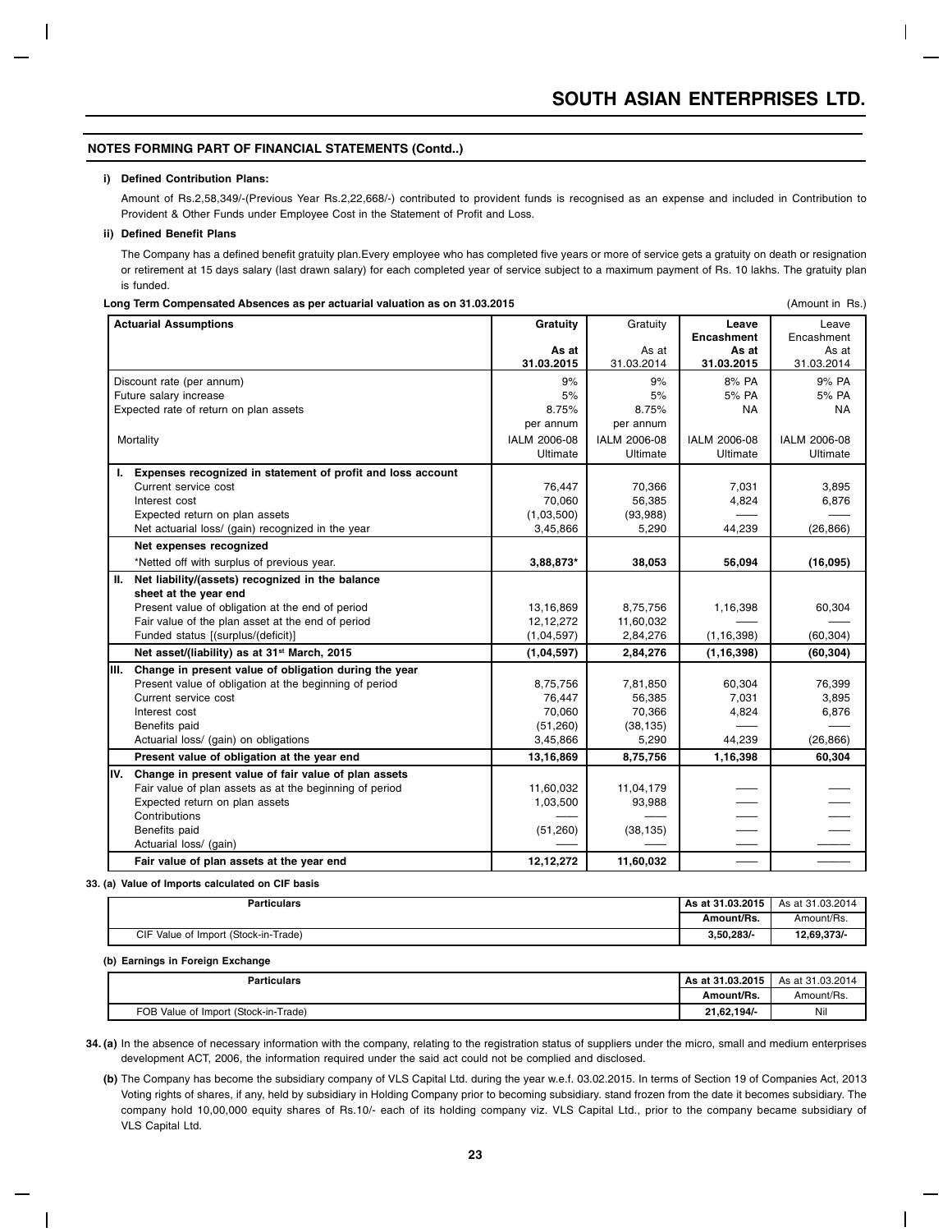## NOTES FORMING PART OF FINANCIAL STATEMENTS (Contd..)

**i) Defined Contribution Plans:**

Amount of Rs.2,58,349/-(Previous Year Rs.2,22,668/-) contributed to provident funds is recognised as an expense and included in Contribution to Provident & Other Funds under Employee Cost in the Statement of Profit and Loss.

**ii) Defined Benefit Plans**

The Company has a defined benefit gratuity plan.Every employee who has completed five years or more of service gets a gratuity on death or resignation or retirement at 15 days salary (last drawn salary) for each completed year of service subject to a maximum payment of Rs. 10 lakhs. The gratuity plan is funded.

**Long Term Compensated Absences as per actuarial valuation as on 31.03.2015** (Amount in Rs.)

| Actuarial Assumptions | Gratuity As at 31.03.2015 | Gratuity As at 31.03.2014 | Leave Encashment As at 31.03.2015 | Leave Encashment As at 31.03.2014 |
|---|---|---|---|---|
| Discount rate (per annum) | 9% | 9% | 8% PA | 9% PA |
| Future salary increase | 5% | 5% | 5% PA | 5% PA |
| Expected rate of return on plan assets | 8.75% per annum | 8.75% per annum | NA | NA |
| Mortality | IALM 2006-08 Ultimate | IALM 2006-08 Ultimate | IALM 2006-08 Ultimate | IALM 2006-08 Ultimate |
| **I. Expenses recognized in statement of profit and loss account** | | | | |
| Current service cost | 76,447 | 70,366 | 7,031 | 3,895 |
| Interest cost | 70,060 | 56,385 | 4,824 | 6,876 |
| Expected return on plan assets | (1,03,500) | (93,988) | —— | —— |
| Net actuarial loss/ (gain) recognized in the year | 3,45,866 | 5,290 | 44,239 | (26,866) |
| **Net expenses recognized** | | | | |
| *Netted off with surplus of previous year. | **3,88,873*** | **38,053** | **56,094** | **(16,095)** |
| **II. Net liability/(assets) recognized in the balance sheet at the year end** | | | | |
| Present value of obligation at the end of period | 13,16,869 | 8,75,756 | 1,16,398 | 60,304 |
| Fair value of the plan asset at the end of period | 12,12,272 | 11,60,032 | —— | —— |
| Funded status [(surplus/(deficit)] | (1,04,597) | 2,84,276 | (1,16,398) | (60,304) |
| **Net asset/(liability) as at 31st March, 2015** | **(1,04,597)** | **2,84,276** | **(1,16,398)** | **(60,304)** |
| **III. Change in present value of obligation during the year** | | | | |
| Present value of obligation at the beginning of period | 8,75,756 | 7,81,850 | 60,304 | 76,399 |
| Current service cost | 76,447 | 56,385 | 7,031 | 3,895 |
| Interest cost | 70,060 | 70,366 | 4,824 | 6,876 |
| Benefits paid | (51,260) | (38,135) | —— | —— |
| Actuarial loss/ (gain) on obligations | 3,45,866 | 5,290 | 44,239 | (26,866) |
| **Present value of obligation at the year end** | **13,16,869** | **8,75,756** | **1,16,398** | **60,304** |
| **IV. Change in present value of fair value of plan assets** | | | | |
| Fair value of plan assets as at the beginning of period | 11,60,032 | 11,04,179 | —— | —— |
| Expected return on plan assets | 1,03,500 | 93,988 | —— | —— |
| Contributions | —— | —— | —— | —— |
| Benefits paid | (51,260) | (38,135) | —— | —— |
| Actuarial loss/ (gain) | —— | —— | —— | —— |
| **Fair value of plan assets at the year end** | **12,12,272** | **11,60,032** | —— | —— |

**33. (a) Value of Imports calculated on CIF basis**

| Particulars | As at 31.03.2015 Amount/Rs. | As at 31.03.2014 Amount/Rs. |
|---|---|---|
| CIF Value of Import (Stock-in-Trade) | 3,50,283/- | 12,69,373/- |

**(b) Earnings in Foreign Exchange**

| Particulars | As at 31.03.2015 Amount/Rs. | As at 31.03.2014 Amount/Rs. |
|---|---|---|
| FOB Value of Import (Stock-in-Trade) | 21,62,194/- | Nil |

**34. (a)** In the absence of necessary information with the company, relating to the registration status of suppliers under the micro, small and medium enterprises development ACT, 2006, the information required under the said act could not be complied and disclosed.

**(b)** The Company has become the subsidiary company of VLS Capital Ltd. during the year w.e.f. 03.02.2015. In terms of Section 19 of Companies Act, 2013 Voting rights of shares, if any, held by subsidiary in Holding Company prior to becoming subsidiary. stand frozen from the date it becomes subsidiary. The company hold 10,00,000 equity shares of Rs.10/- each of its holding company viz. VLS Capital Ltd., prior to the company became subsidiary of VLS Capital Ltd.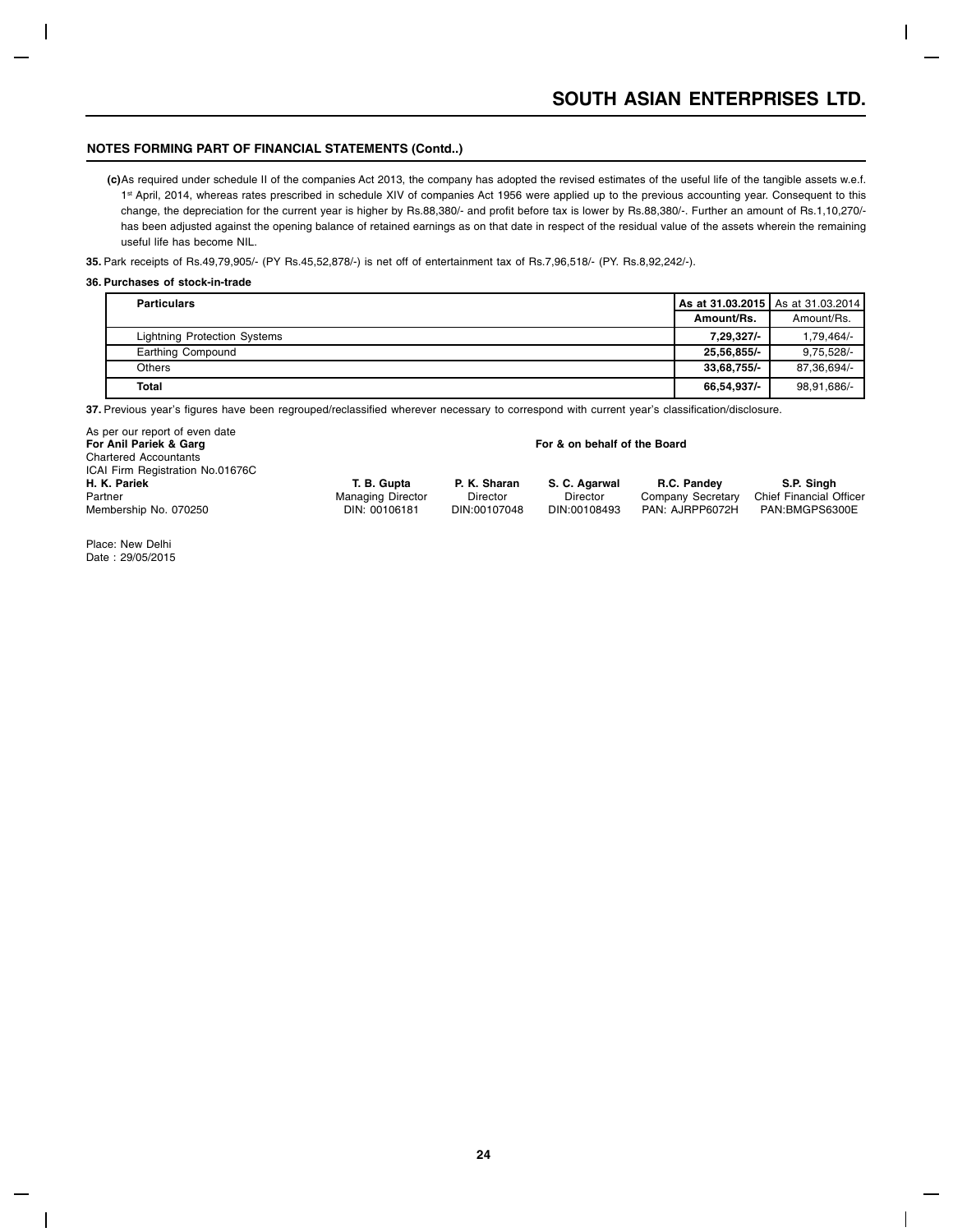## NOTES FORMING PART OF FINANCIAL STATEMENTS (Contd..)

**(c)** As required under schedule II of the companies Act 2013, the company has adopted the revised estimates of the useful life of the tangible assets w.e.f. 1st April, 2014, whereas rates prescribed in schedule XIV of companies Act 1956 were applied up to the previous accounting year. Consequent to this change, the depreciation for the current year is higher by Rs.88,380/- and profit before tax is lower by Rs.88,380/-. Further an amount of Rs.1,10,270/- has been adjusted against the opening balance of retained earnings as on that date in respect of the residual value of the assets wherein the remaining useful life has become NIL.

**35.** Park receipts of Rs.49,79,905/- (PY Rs.45,52,878/-) is net off of entertainment tax of Rs.7,96,518/- (PY. Rs.8,92,242/-).

**36. Purchases of stock-in-trade**

| **Particulars** | **As at 31.03.2015** | As at 31.03.2014 |
|---|---|---|
| | **Amount/Rs.** | Amount/Rs. |
| Lightning Protection Systems | **7,29,327/-** | 1,79,464/- |
| Earthing Compound | **25,56,855/-** | 9,75,528/- |
| Others | **33,68,755/-** | 87,36,694/- |
| **Total** | **66,54,937/-** | 98,91,686/- |

**37.** Previous year's figures have been regrouped/reclassified wherever necessary to correspond with current year's classification/disclosure.

As per our report of even date
**For Anil Pariek & Garg**
Chartered Accountants
ICAI Firm Registration No.01676C

**For & on behalf of the Board**

| **H. K. Pariek** | **T. B. Gupta** | **P. K. Sharan** | **S. C. Agarwal** | **R.C. Pandey** | **S.P. Singh** |
|---|---|---|---|---|---|
| Partner | Managing Director | Director | Director | Company Secretary | Chief Financial Officer |
| Membership No. 070250 | DIN: 00106181 | DIN:00107048 | DIN:00108493 | PAN: AJRPP6072H | PAN:BMGPS6300E |

Place: New Delhi
Date : 29/05/2015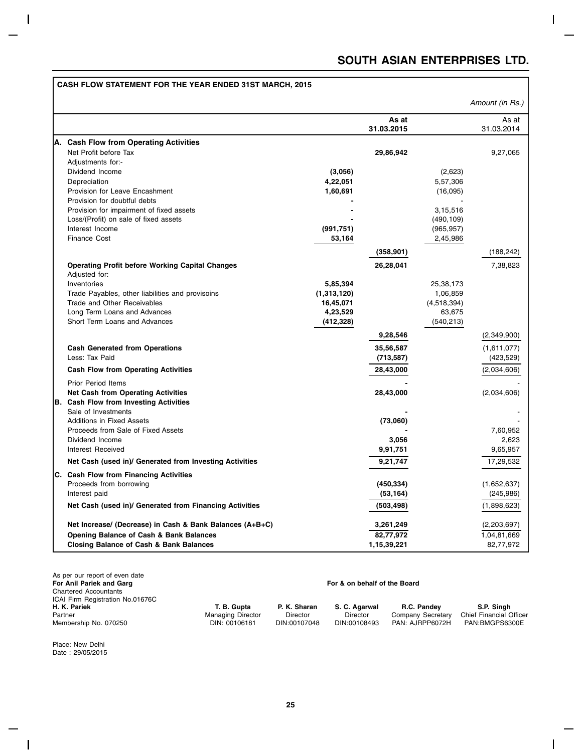# SOUTH ASIAN ENTERPRISES LTD.

## CASH FLOW STATEMENT FOR THE YEAR ENDED 31ST MARCH, 2015

*Amount (in Rs.)*

| | | As at 31.03.2015 | | As at 31.03.2014 |
|---|---|---|---|---|
| **A. Cash Flow from Operating Activities** | | | | |
| Net Profit before Tax | | **29,86,942** | | 9,27,065 |
| Adjustments for:- | | | | |
| Dividend Income | **(3,056)** | | (2,623) | |
| Depreciation | **4,22,051** | | 5,57,306 | |
| Provision for Leave Encashment | **1,60,691** | | (16,095) | |
| Provision for doubtful debts | **-** | | - | |
| Provision for impairment of fixed assets | **-** | | 3,15,516 | |
| Loss/(Profit) on sale of fixed assets | **-** | | (490,109) | |
| Interest Income | **(991,751)** | | (965,957) | |
| Finance Cost | **53,164** | | 2,45,986 | |
| | | **(358,901)** | | (188,242) |
| **Operating Profit before Working Capital Changes** | | **26,28,041** | | 7,38,823 |
| Adjusted for: | | | | |
| Inventories | **5,85,394** | | 25,38,173 | |
| Trade Payables, other liabilities and provisoins | **(1,313,120)** | | 1,06,859 | |
| Trade and Other Receivables | **16,45,071** | | (4,518,394) | |
| Long Term Loans and Advances | **4,23,529** | | 63,675 | |
| Short Term Loans and Advances | **(412,328)** | | (540,213) | |
| | | **9,28,546** | | (2,349,900) |
| **Cash Generated from Operations** | | **35,56,587** | | (1,611,077) |
| Less: Tax Paid | | **(713,587)** | | (423,529) |
| **Cash Flow from Operating Activities** | | **28,43,000** | | (2,034,606) |
| Prior Period Items | | **-** | | - |
| **Net Cash from Operating Activities** | | **28,43,000** | | (2,034,606) |
| **B. Cash Flow from Investing Activities** | | | | |
| Sale of Investments | | **-** | | - |
| Additions in Fixed Assets | | **(73,060)** | | - |
| Proceeds from Sale of Fixed Assets | | **-** | | 7,60,952 |
| Dividend Income | | **3,056** | | 2,623 |
| Interest Received | | **9,91,751** | | 9,65,957 |
| **Net Cash (used in)/ Generated from Investing Activities** | | **9,21,747** | | 17,29,532 |
| **C. Cash Flow from Financing Activities** | | | | |
| Proceeds from borrowing | | **(450,334)** | | (1,652,637) |
| Interest paid | | **(53,164)** | | (245,986) |
| **Net Cash (used in)/ Generated from Financing Activities** | | **(503,498)** | | (1,898,623) |
| **Net Increase/ (Decrease) in Cash & Bank Balances (A+B+C)** | | **3,261,249** | | (2,203,697) |
| **Opening Balance of Cash & Bank Balances** | | **82,77,972** | | 1,04,81,669 |
| **Closing Balance of Cash & Bank Balances** | | **1,15,39,221** | | 82,77,972 |

As per our report of even date
**For Anil Pariek and Garg**
Chartered Accountants
ICAI Firm Registration No.01676C

**For & on behalf of the Board**

| **H. K. Pariek** | **T. B. Gupta** | **P. K. Sharan** | **S. C. Agarwal** | **R.C. Pandey** | **S.P. Singh** |
|---|---|---|---|---|---|
| Partner | Managing Director | Director | Director | Company Secretary | Chief Financial Officer |
| Membership No. 070250 | DIN: 00106181 | DIN:00107048 | DIN:00108493 | PAN: AJRPP6072H | PAN:BMGPS6300E |

Place: New Delhi
Date : 29/05/2015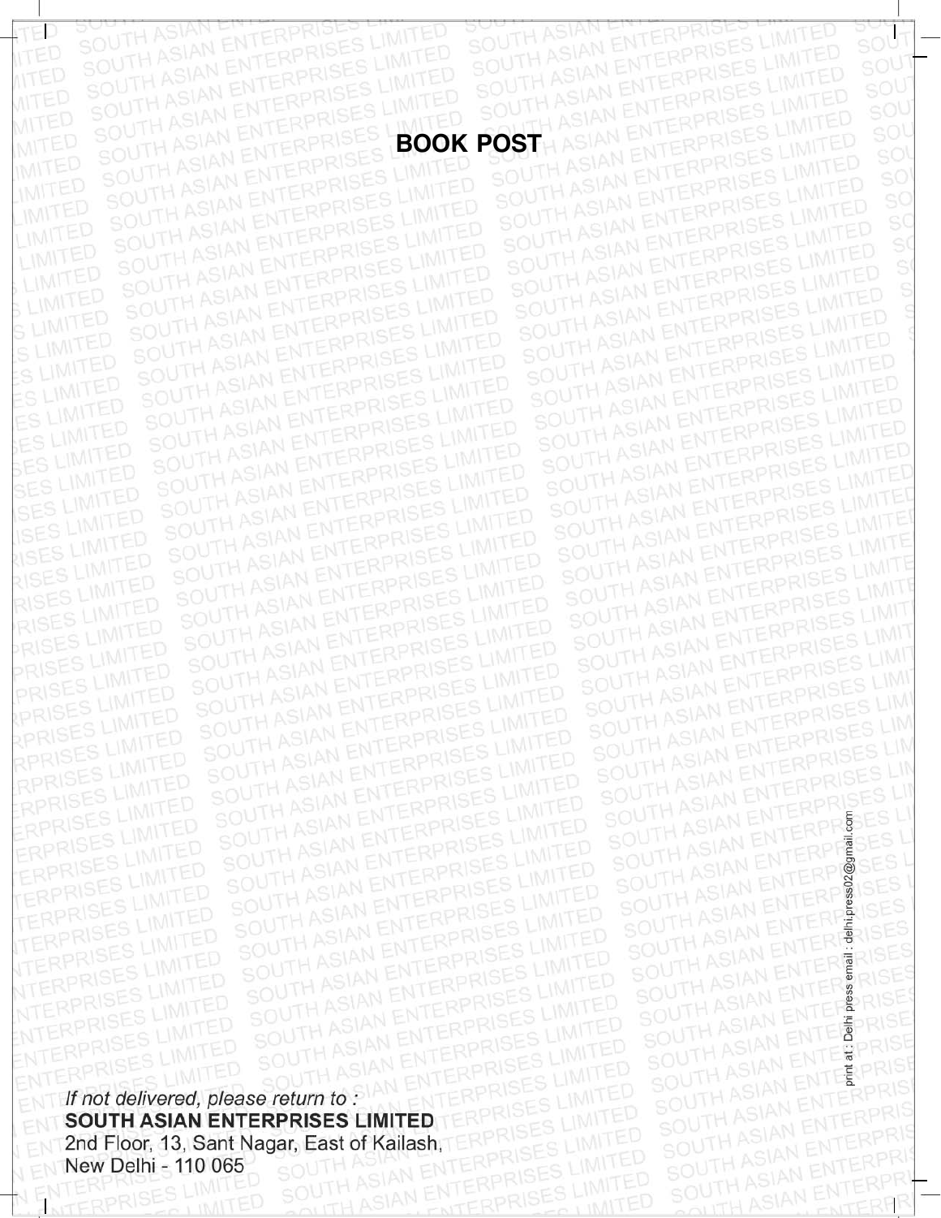**BOOK POST**

*If not delivered, please return to :*

**SOUTH ASIAN ENTERPRISES LIMITED**

2nd Floor, 13, Sant Nagar, East of Kailash,

New Delhi - 110 065

print at : Delhi press email : delhi.press02@gmail.com